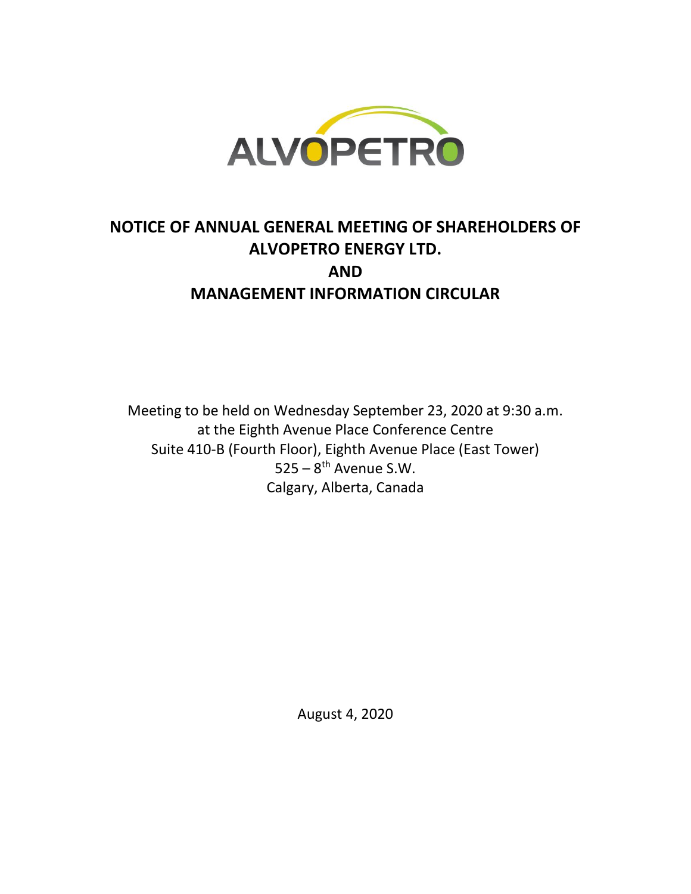ALVOPETRO

# NOTICE OF ANNUAL GENERAL MEETING OF SHAREHOLDERS OF ALVOPETRO ENERGY LTD.

# AND

# MANAGEMENT INFORMATION CIRCULAR

Meeting to be held on Wednesday September 23, 2020 at 9:30 a.m.
at the Eighth Avenue Place Conference Centre
Suite 410-B (Fourth Floor), Eighth Avenue Place (East Tower)
525 – 8th Avenue S.W.
Calgary, Alberta, Canada

August 4, 2020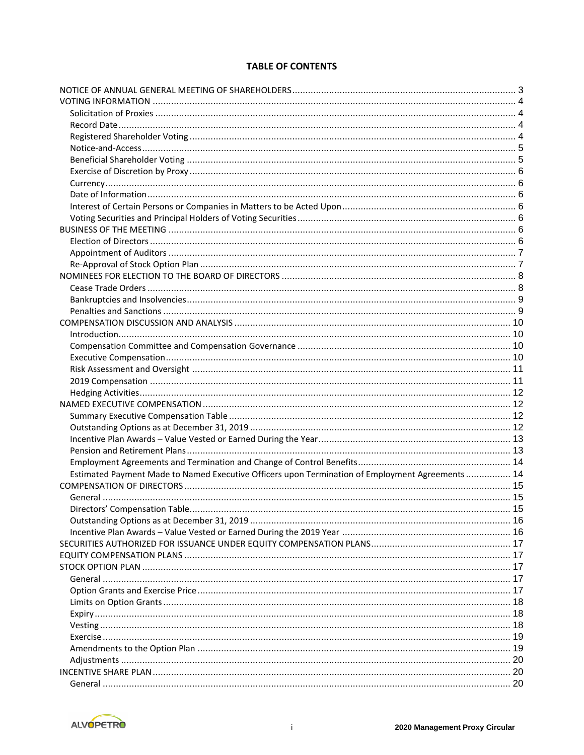# TABLE OF CONTENTS

NOTICE OF ANNUAL GENERAL MEETING OF SHAREHOLDERS .... 3
VOTING INFORMATION .... 4
- Solicitation of Proxies .... 4
- Record Date .... 4
- Registered Shareholder Voting .... 4
- Notice-and-Access .... 5
- Beneficial Shareholder Voting .... 5
- Exercise of Discretion by Proxy .... 6
- Currency .... 6
- Date of Information .... 6
- Interest of Certain Persons or Companies in Matters to be Acted Upon .... 6
- Voting Securities and Principal Holders of Voting Securities .... 6

BUSINESS OF THE MEETING .... 6
- Election of Directors .... 6
- Appointment of Auditors .... 7
- Re-Approval of Stock Option Plan .... 7

NOMINEES FOR ELECTION TO THE BOARD OF DIRECTORS .... 8
- Cease Trade Orders .... 8
- Bankruptcies and Insolvencies .... 9
- Penalties and Sanctions .... 9

COMPENSATION DISCUSSION AND ANALYSIS .... 10
- Introduction .... 10
- Compensation Committee and Compensation Governance .... 10
- Executive Compensation .... 10
- Risk Assessment and Oversight .... 11
- 2019 Compensation .... 11
- Hedging Activities .... 12

NAMED EXECUTIVE COMPENSATION .... 12
- Summary Executive Compensation Table .... 12
- Outstanding Options as at December 31, 2019 .... 12
- Incentive Plan Awards – Value Vested or Earned During the Year .... 13
- Pension and Retirement Plans .... 13
- Employment Agreements and Termination and Change of Control Benefits .... 14
- Estimated Payment Made to Named Executive Officers upon Termination of Employment Agreements .... 14

COMPENSATION OF DIRECTORS .... 15
- General .... 15
- Directors' Compensation Table .... 15
- Outstanding Options as at December 31, 2019 .... 16
- Incentive Plan Awards – Value Vested or Earned During the 2019 Year .... 16

SECURITIES AUTHORIZED FOR ISSUANCE UNDER EQUITY COMPENSATION PLANS .... 17
EQUITY COMPENSATION PLANS .... 17
STOCK OPTION PLAN .... 17
- General .... 17
- Option Grants and Exercise Price .... 17
- Limits on Option Grants .... 18
- Expiry .... 18
- Vesting .... 18
- Exercise .... 19
- Amendments to the Option Plan .... 19
- Adjustments .... 20

INCENTIVE SHARE PLAN .... 20
- General .... 20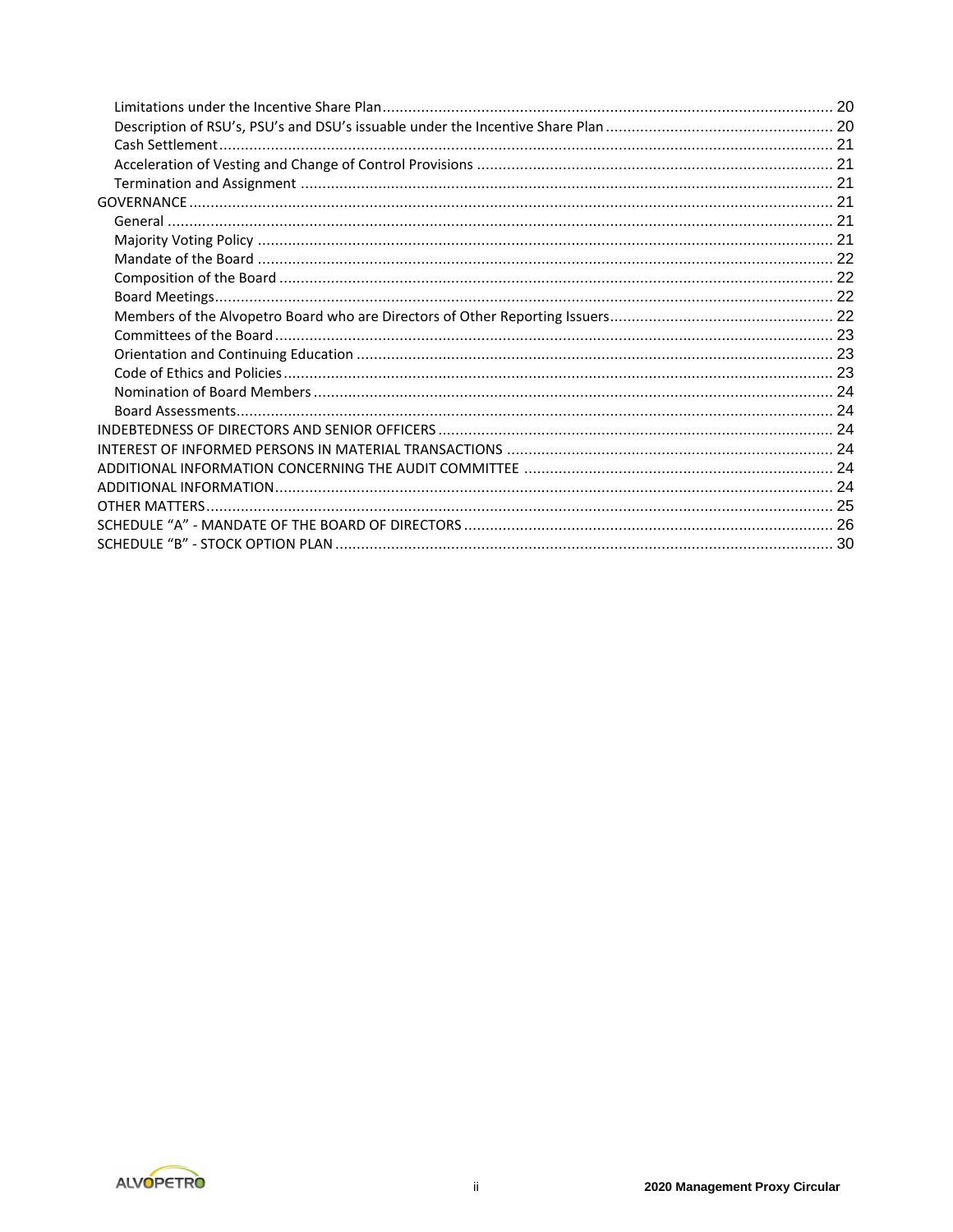Limitations under the Incentive Share Plan ........ 20
Description of RSU's, PSU's and DSU's issuable under the Incentive Share Plan ........ 20
Cash Settlement ........ 21
Acceleration of Vesting and Change of Control Provisions ........ 21
Termination and Assignment ........ 21

GOVERNANCE ........ 21

General ........ 21
Majority Voting Policy ........ 21
Mandate of the Board ........ 22
Composition of the Board ........ 22
Board Meetings ........ 22
Members of the Alvopetro Board who are Directors of Other Reporting Issuers ........ 22
Committees of the Board ........ 23
Orientation and Continuing Education ........ 23
Code of Ethics and Policies ........ 23
Nomination of Board Members ........ 24
Board Assessments ........ 24

INDEBTEDNESS OF DIRECTORS AND SENIOR OFFICERS ........ 24

INTEREST OF INFORMED PERSONS IN MATERIAL TRANSACTIONS ........ 24

ADDITIONAL INFORMATION CONCERNING THE AUDIT COMMITTEE ........ 24

ADDITIONAL INFORMATION ........ 24

OTHER MATTERS ........ 25

SCHEDULE "A" - MANDATE OF THE BOARD OF DIRECTORS ........ 26

SCHEDULE "B" - STOCK OPTION PLAN ........ 30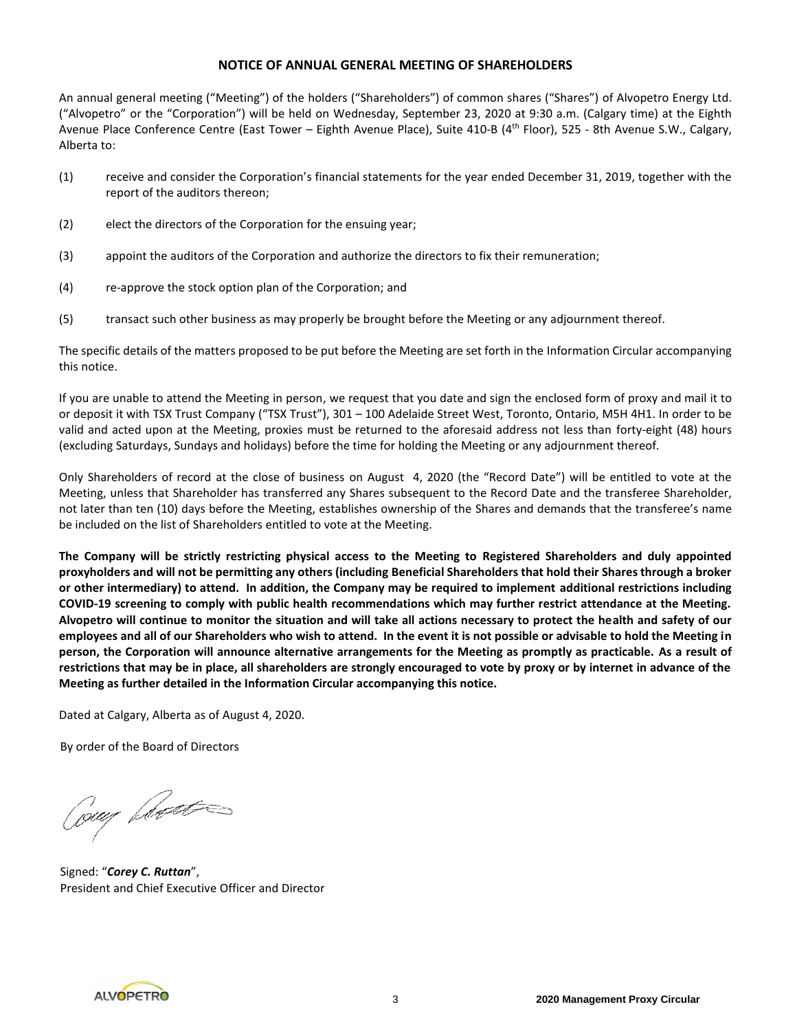## NOTICE OF ANNUAL GENERAL MEETING OF SHAREHOLDERS

An annual general meeting ("Meeting") of the holders ("Shareholders") of common shares ("Shares") of Alvopetro Energy Ltd. ("Alvopetro" or the "Corporation") will be held on Wednesday, September 23, 2020 at 9:30 a.m. (Calgary time) at the Eighth Avenue Place Conference Centre (East Tower – Eighth Avenue Place), Suite 410-B (4th Floor), 525 - 8th Avenue S.W., Calgary, Alberta to:

(1) receive and consider the Corporation's financial statements for the year ended December 31, 2019, together with the report of the auditors thereon;

(2) elect the directors of the Corporation for the ensuing year;

(3) appoint the auditors of the Corporation and authorize the directors to fix their remuneration;

(4) re-approve the stock option plan of the Corporation; and

(5) transact such other business as may properly be brought before the Meeting or any adjournment thereof.

The specific details of the matters proposed to be put before the Meeting are set forth in the Information Circular accompanying this notice.

If you are unable to attend the Meeting in person, we request that you date and sign the enclosed form of proxy and mail it to or deposit it with TSX Trust Company ("TSX Trust"), 301 – 100 Adelaide Street West, Toronto, Ontario, M5H 4H1. In order to be valid and acted upon at the Meeting, proxies must be returned to the aforesaid address not less than forty-eight (48) hours (excluding Saturdays, Sundays and holidays) before the time for holding the Meeting or any adjournment thereof.

Only Shareholders of record at the close of business on August 4, 2020 (the "Record Date") will be entitled to vote at the Meeting, unless that Shareholder has transferred any Shares subsequent to the Record Date and the transferee Shareholder, not later than ten (10) days before the Meeting, establishes ownership of the Shares and demands that the transferee's name be included on the list of Shareholders entitled to vote at the Meeting.

**The Company will be strictly restricting physical access to the Meeting to Registered Shareholders and duly appointed proxyholders and will not be permitting any others (including Beneficial Shareholders that hold their Shares through a broker or other intermediary) to attend. In addition, the Company may be required to implement additional restrictions including COVID-19 screening to comply with public health recommendations which may further restrict attendance at the Meeting. Alvopetro will continue to monitor the situation and will take all actions necessary to protect the health and safety of our employees and all of our Shareholders who wish to attend. In the event it is not possible or advisable to hold the Meeting in person, the Corporation will announce alternative arrangements for the Meeting as promptly as practicable. As a result of restrictions that may be in place, all shareholders are strongly encouraged to vote by proxy or by internet in advance of the Meeting as further detailed in the Information Circular accompanying this notice.**

Dated at Calgary, Alberta as of August 4, 2020.

By order of the Board of Directors

Signed: "***Corey C. Ruttan***",
President and Chief Executive Officer and Director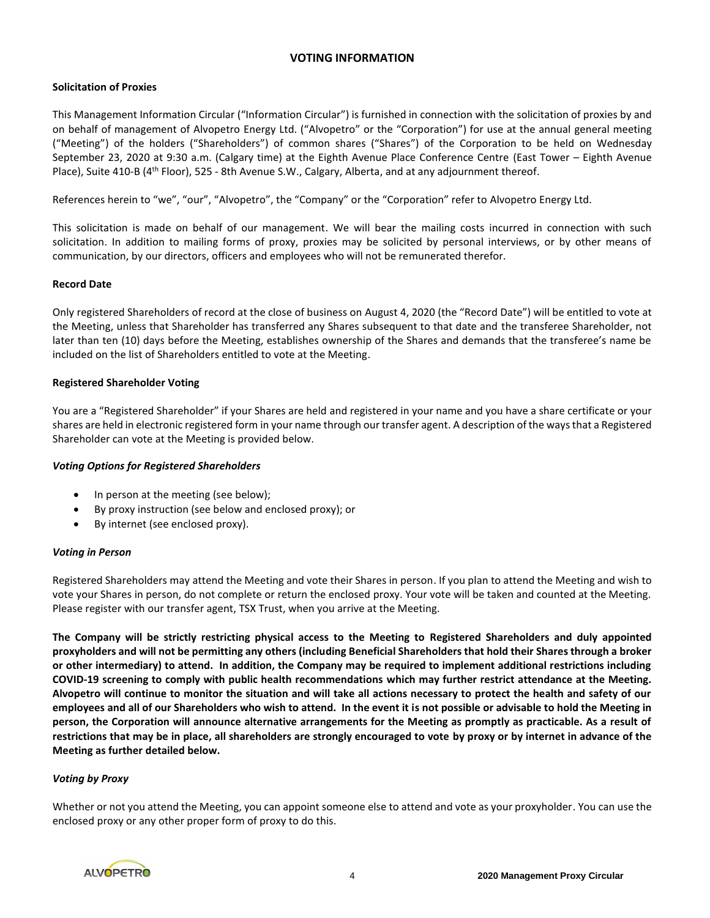## VOTING INFORMATION

### Solicitation of Proxies

This Management Information Circular ("Information Circular") is furnished in connection with the solicitation of proxies by and on behalf of management of Alvopetro Energy Ltd. ("Alvopetro" or the "Corporation") for use at the annual general meeting ("Meeting") of the holders ("Shareholders") of common shares ("Shares") of the Corporation to be held on Wednesday September 23, 2020 at 9:30 a.m. (Calgary time) at the Eighth Avenue Place Conference Centre (East Tower – Eighth Avenue Place), Suite 410-B (4th Floor), 525 - 8th Avenue S.W., Calgary, Alberta, and at any adjournment thereof.

References herein to "we", "our", "Alvopetro", the "Company" or the "Corporation" refer to Alvopetro Energy Ltd.

This solicitation is made on behalf of our management. We will bear the mailing costs incurred in connection with such solicitation. In addition to mailing forms of proxy, proxies may be solicited by personal interviews, or by other means of communication, by our directors, officers and employees who will not be remunerated therefor.

### Record Date

Only registered Shareholders of record at the close of business on August 4, 2020 (the "Record Date") will be entitled to vote at the Meeting, unless that Shareholder has transferred any Shares subsequent to that date and the transferee Shareholder, not later than ten (10) days before the Meeting, establishes ownership of the Shares and demands that the transferee's name be included on the list of Shareholders entitled to vote at the Meeting.

### Registered Shareholder Voting

You are a "Registered Shareholder" if your Shares are held and registered in your name and you have a share certificate or your shares are held in electronic registered form in your name through our transfer agent. A description of the ways that a Registered Shareholder can vote at the Meeting is provided below.

#### *Voting Options for Registered Shareholders*

- In person at the meeting (see below);
- By proxy instruction (see below and enclosed proxy); or
- By internet (see enclosed proxy).

#### *Voting in Person*

Registered Shareholders may attend the Meeting and vote their Shares in person. If you plan to attend the Meeting and wish to vote your Shares in person, do not complete or return the enclosed proxy. Your vote will be taken and counted at the Meeting. Please register with our transfer agent, TSX Trust, when you arrive at the Meeting.

**The Company will be strictly restricting physical access to the Meeting to Registered Shareholders and duly appointed proxyholders and will not be permitting any others (including Beneficial Shareholders that hold their Shares through a broker or other intermediary) to attend. In addition, the Company may be required to implement additional restrictions including COVID-19 screening to comply with public health recommendations which may further restrict attendance at the Meeting. Alvopetro will continue to monitor the situation and will take all actions necessary to protect the health and safety of our employees and all of our Shareholders who wish to attend. In the event it is not possible or advisable to hold the Meeting in person, the Corporation will announce alternative arrangements for the Meeting as promptly as practicable. As a result of restrictions that may be in place, all shareholders are strongly encouraged to vote by proxy or by internet in advance of the Meeting as further detailed below.**

#### *Voting by Proxy*

Whether or not you attend the Meeting, you can appoint someone else to attend and vote as your proxyholder. You can use the enclosed proxy or any other proper form of proxy to do this.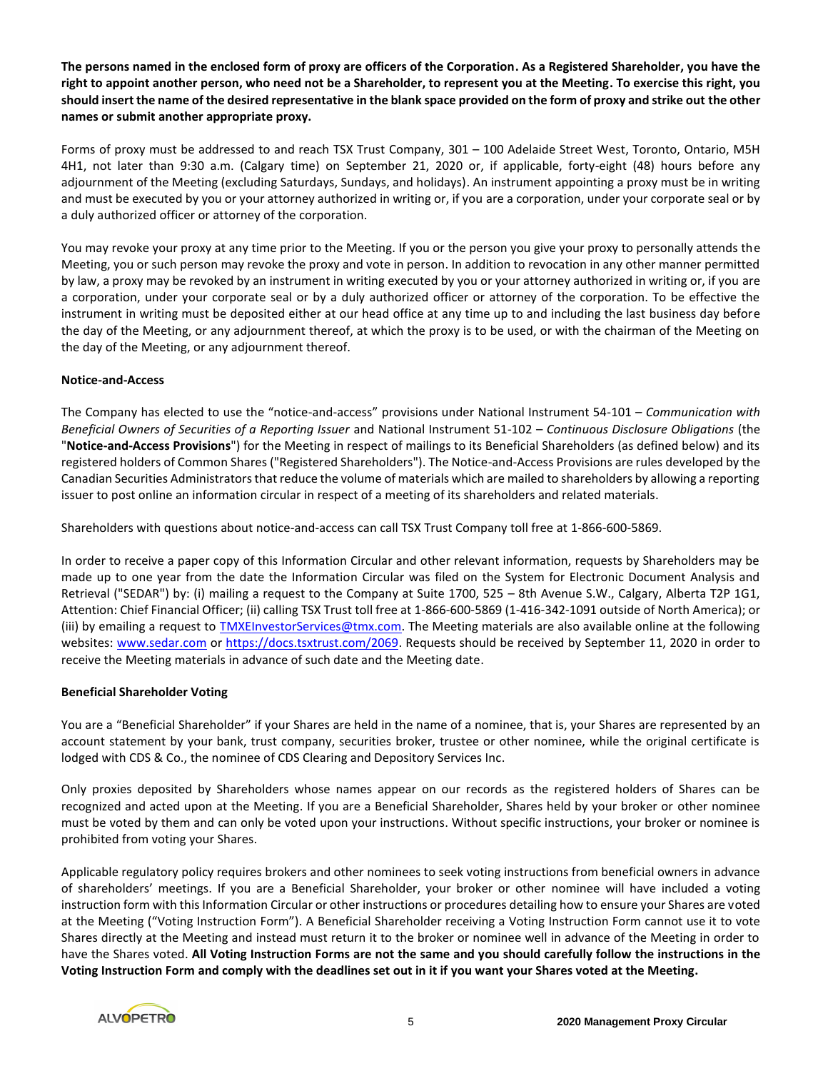**The persons named in the enclosed form of proxy are officers of the Corporation. As a Registered Shareholder, you have the right to appoint another person, who need not be a Shareholder, to represent you at the Meeting. To exercise this right, you should insert the name of the desired representative in the blank space provided on the form of proxy and strike out the other names or submit another appropriate proxy.**

Forms of proxy must be addressed to and reach TSX Trust Company, 301 – 100 Adelaide Street West, Toronto, Ontario, M5H 4H1, not later than 9:30 a.m. (Calgary time) on September 21, 2020 or, if applicable, forty-eight (48) hours before any adjournment of the Meeting (excluding Saturdays, Sundays, and holidays). An instrument appointing a proxy must be in writing and must be executed by you or your attorney authorized in writing or, if you are a corporation, under your corporate seal or by a duly authorized officer or attorney of the corporation.

You may revoke your proxy at any time prior to the Meeting. If you or the person you give your proxy to personally attends the Meeting, you or such person may revoke the proxy and vote in person. In addition to revocation in any other manner permitted by law, a proxy may be revoked by an instrument in writing executed by you or your attorney authorized in writing or, if you are a corporation, under your corporate seal or by a duly authorized officer or attorney of the corporation. To be effective the instrument in writing must be deposited either at our head office at any time up to and including the last business day before the day of the Meeting, or any adjournment thereof, at which the proxy is to be used, or with the chairman of the Meeting on the day of the Meeting, or any adjournment thereof.

**Notice-and-Access**

The Company has elected to use the "notice-and-access" provisions under National Instrument 54-101 – *Communication with Beneficial Owners of Securities of a Reporting Issuer* and National Instrument 51-102 – *Continuous Disclosure Obligations* (the "**Notice-and-Access Provisions**") for the Meeting in respect of mailings to its Beneficial Shareholders (as defined below) and its registered holders of Common Shares ("Registered Shareholders"). The Notice-and-Access Provisions are rules developed by the Canadian Securities Administrators that reduce the volume of materials which are mailed to shareholders by allowing a reporting issuer to post online an information circular in respect of a meeting of its shareholders and related materials.

Shareholders with questions about notice-and-access can call TSX Trust Company toll free at 1-866-600-5869.

In order to receive a paper copy of this Information Circular and other relevant information, requests by Shareholders may be made up to one year from the date the Information Circular was filed on the System for Electronic Document Analysis and Retrieval ("SEDAR") by: (i) mailing a request to the Company at Suite 1700, 525 – 8th Avenue S.W., Calgary, Alberta T2P 1G1, Attention: Chief Financial Officer; (ii) calling TSX Trust toll free at 1-866-600-5869 (1-416-342-1091 outside of North America); or (iii) by emailing a request to TMXEInvestorServices@tmx.com. The Meeting materials are also available online at the following websites: www.sedar.com or https://docs.tsxtrust.com/2069. Requests should be received by September 11, 2020 in order to receive the Meeting materials in advance of such date and the Meeting date.

**Beneficial Shareholder Voting**

You are a "Beneficial Shareholder" if your Shares are held in the name of a nominee, that is, your Shares are represented by an account statement by your bank, trust company, securities broker, trustee or other nominee, while the original certificate is lodged with CDS & Co., the nominee of CDS Clearing and Depository Services Inc.

Only proxies deposited by Shareholders whose names appear on our records as the registered holders of Shares can be recognized and acted upon at the Meeting. If you are a Beneficial Shareholder, Shares held by your broker or other nominee must be voted by them and can only be voted upon your instructions. Without specific instructions, your broker or nominee is prohibited from voting your Shares.

Applicable regulatory policy requires brokers and other nominees to seek voting instructions from beneficial owners in advance of shareholders' meetings. If you are a Beneficial Shareholder, your broker or other nominee will have included a voting instruction form with this Information Circular or other instructions or procedures detailing how to ensure your Shares are voted at the Meeting ("Voting Instruction Form"). A Beneficial Shareholder receiving a Voting Instruction Form cannot use it to vote Shares directly at the Meeting and instead must return it to the broker or nominee well in advance of the Meeting in order to have the Shares voted. **All Voting Instruction Forms are not the same and you should carefully follow the instructions in the Voting Instruction Form and comply with the deadlines set out in it if you want your Shares voted at the Meeting.**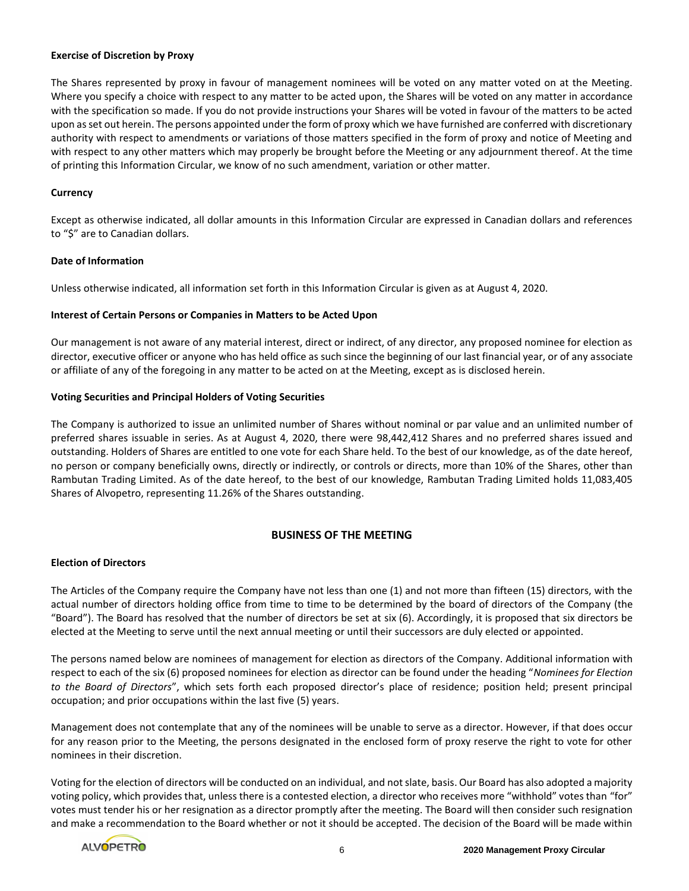#### Exercise of Discretion by Proxy

The Shares represented by proxy in favour of management nominees will be voted on any matter voted on at the Meeting. Where you specify a choice with respect to any matter to be acted upon, the Shares will be voted on any matter in accordance with the specification so made. If you do not provide instructions your Shares will be voted in favour of the matters to be acted upon as set out herein. The persons appointed under the form of proxy which we have furnished are conferred with discretionary authority with respect to amendments or variations of those matters specified in the form of proxy and notice of Meeting and with respect to any other matters which may properly be brought before the Meeting or any adjournment thereof. At the time of printing this Information Circular, we know of no such amendment, variation or other matter.

#### Currency

Except as otherwise indicated, all dollar amounts in this Information Circular are expressed in Canadian dollars and references to "$" are to Canadian dollars.

#### Date of Information

Unless otherwise indicated, all information set forth in this Information Circular is given as at August 4, 2020.

#### Interest of Certain Persons or Companies in Matters to be Acted Upon

Our management is not aware of any material interest, direct or indirect, of any director, any proposed nominee for election as director, executive officer or anyone who has held office as such since the beginning of our last financial year, or of any associate or affiliate of any of the foregoing in any matter to be acted on at the Meeting, except as is disclosed herein.

#### Voting Securities and Principal Holders of Voting Securities

The Company is authorized to issue an unlimited number of Shares without nominal or par value and an unlimited number of preferred shares issuable in series. As at August 4, 2020, there were 98,442,412 Shares and no preferred shares issued and outstanding. Holders of Shares are entitled to one vote for each Share held. To the best of our knowledge, as of the date hereof, no person or company beneficially owns, directly or indirectly, or controls or directs, more than 10% of the Shares, other than Rambutan Trading Limited. As of the date hereof, to the best of our knowledge, Rambutan Trading Limited holds 11,083,405 Shares of Alvopetro, representing 11.26% of the Shares outstanding.

## BUSINESS OF THE MEETING

#### Election of Directors

The Articles of the Company require the Company have not less than one (1) and not more than fifteen (15) directors, with the actual number of directors holding office from time to time to be determined by the board of directors of the Company (the "Board"). The Board has resolved that the number of directors be set at six (6). Accordingly, it is proposed that six directors be elected at the Meeting to serve until the next annual meeting or until their successors are duly elected or appointed.

The persons named below are nominees of management for election as directors of the Company. Additional information with respect to each of the six (6) proposed nominees for election as director can be found under the heading "*Nominees for Election to the Board of Directors*", which sets forth each proposed director's place of residence; position held; present principal occupation; and prior occupations within the last five (5) years.

Management does not contemplate that any of the nominees will be unable to serve as a director. However, if that does occur for any reason prior to the Meeting, the persons designated in the enclosed form of proxy reserve the right to vote for other nominees in their discretion.

Voting for the election of directors will be conducted on an individual, and not slate, basis. Our Board has also adopted a majority voting policy, which provides that, unless there is a contested election, a director who receives more "withhold" votes than "for" votes must tender his or her resignation as a director promptly after the meeting. The Board will then consider such resignation and make a recommendation to the Board whether or not it should be accepted. The decision of the Board will be made within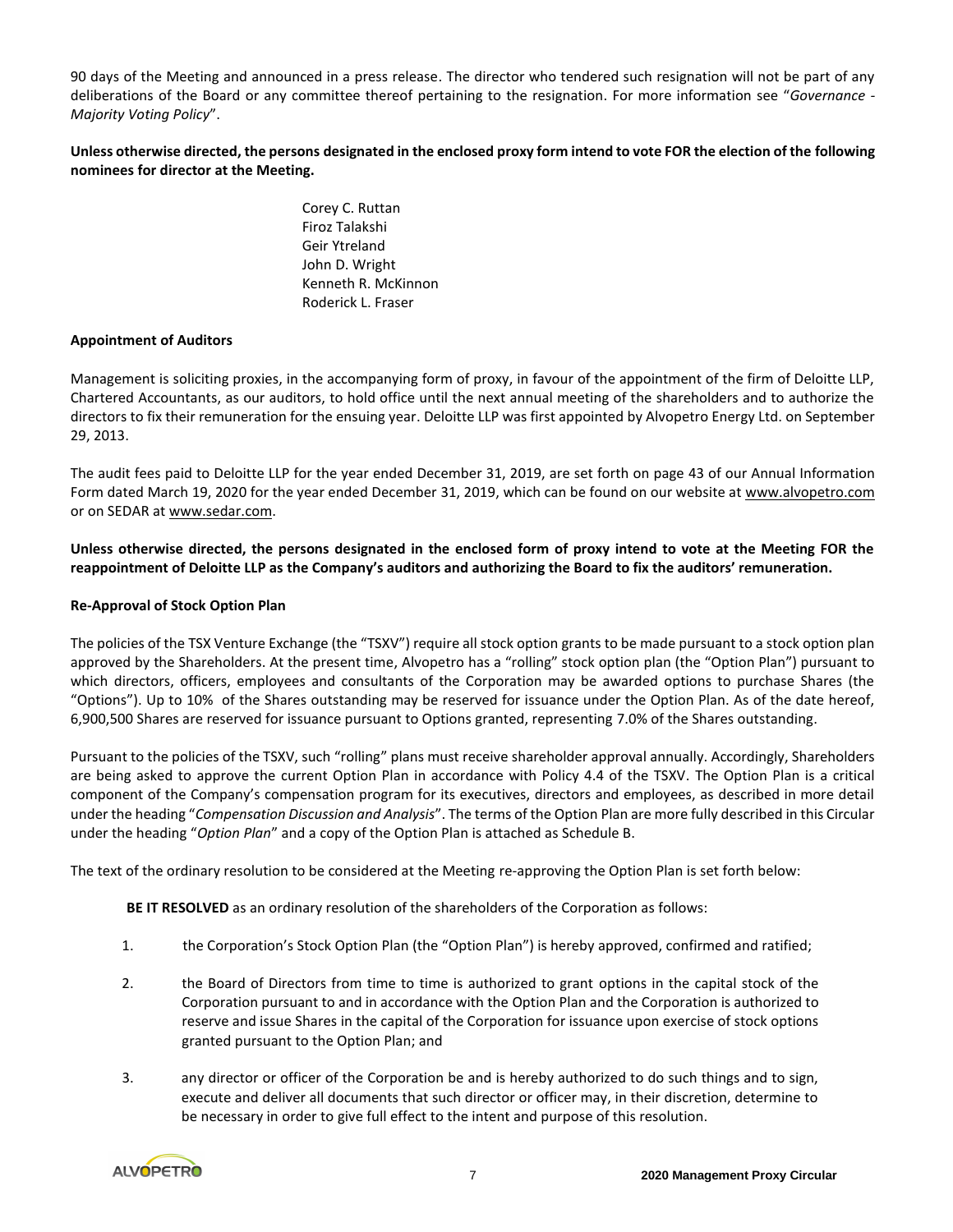90 days of the Meeting and announced in a press release. The director who tendered such resignation will not be part of any deliberations of the Board or any committee thereof pertaining to the resignation. For more information see "*Governance - Majority Voting Policy*".

**Unless otherwise directed, the persons designated in the enclosed proxy form intend to vote FOR the election of the following nominees for director at the Meeting.**

Corey C. Ruttan
Firoz Talakshi
Geir Ytreland
John D. Wright
Kenneth R. McKinnon
Roderick L. Fraser

**Appointment of Auditors**

Management is soliciting proxies, in the accompanying form of proxy, in favour of the appointment of the firm of Deloitte LLP, Chartered Accountants, as our auditors, to hold office until the next annual meeting of the shareholders and to authorize the directors to fix their remuneration for the ensuing year. Deloitte LLP was first appointed by Alvopetro Energy Ltd. on September 29, 2013.

The audit fees paid to Deloitte LLP for the year ended December 31, 2019, are set forth on page 43 of our Annual Information Form dated March 19, 2020 for the year ended December 31, 2019, which can be found on our website at www.alvopetro.com or on SEDAR at www.sedar.com.

**Unless otherwise directed, the persons designated in the enclosed form of proxy intend to vote at the Meeting FOR the reappointment of Deloitte LLP as the Company's auditors and authorizing the Board to fix the auditors' remuneration.**

**Re-Approval of Stock Option Plan**

The policies of the TSX Venture Exchange (the "TSXV") require all stock option grants to be made pursuant to a stock option plan approved by the Shareholders. At the present time, Alvopetro has a "rolling" stock option plan (the "Option Plan") pursuant to which directors, officers, employees and consultants of the Corporation may be awarded options to purchase Shares (the "Options"). Up to 10% of the Shares outstanding may be reserved for issuance under the Option Plan. As of the date hereof, 6,900,500 Shares are reserved for issuance pursuant to Options granted, representing 7.0% of the Shares outstanding.

Pursuant to the policies of the TSXV, such "rolling" plans must receive shareholder approval annually. Accordingly, Shareholders are being asked to approve the current Option Plan in accordance with Policy 4.4 of the TSXV. The Option Plan is a critical component of the Company's compensation program for its executives, directors and employees, as described in more detail under the heading "*Compensation Discussion and Analysis*". The terms of the Option Plan are more fully described in this Circular under the heading "*Option Plan*" and a copy of the Option Plan is attached as Schedule B.

The text of the ordinary resolution to be considered at the Meeting re-approving the Option Plan is set forth below:

**BE IT RESOLVED** as an ordinary resolution of the shareholders of the Corporation as follows:

1. the Corporation's Stock Option Plan (the "Option Plan") is hereby approved, confirmed and ratified;

2. the Board of Directors from time to time is authorized to grant options in the capital stock of the Corporation pursuant to and in accordance with the Option Plan and the Corporation is authorized to reserve and issue Shares in the capital of the Corporation for issuance upon exercise of stock options granted pursuant to the Option Plan; and

3. any director or officer of the Corporation be and is hereby authorized to do such things and to sign, execute and deliver all documents that such director or officer may, in their discretion, determine to be necessary in order to give full effect to the intent and purpose of this resolution.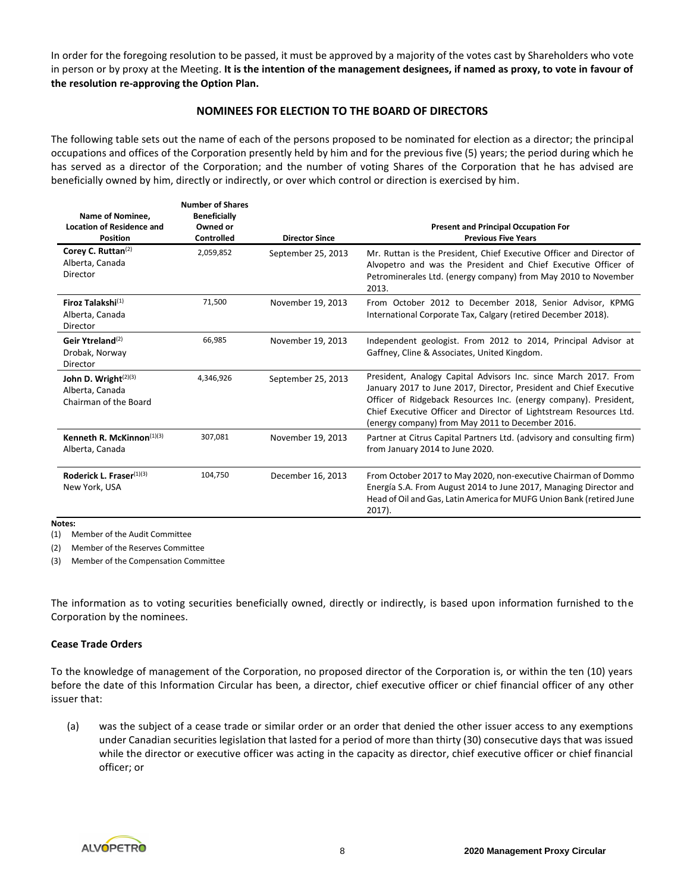In order for the foregoing resolution to be passed, it must be approved by a majority of the votes cast by Shareholders who vote in person or by proxy at the Meeting. **It is the intention of the management designees, if named as proxy, to vote in favour of the resolution re-approving the Option Plan.**

## NOMINEES FOR ELECTION TO THE BOARD OF DIRECTORS

The following table sets out the name of each of the persons proposed to be nominated for election as a director; the principal occupations and offices of the Corporation presently held by him and for the previous five (5) years; the period during which he has served as a director of the Corporation; and the number of voting Shares of the Corporation that he has advised are beneficially owned by him, directly or indirectly, or over which control or direction is exercised by him.

| Name of Nominee, Location of Residence and Position | Number of Shares Beneficially Owned or Controlled | Director Since | Present and Principal Occupation For Previous Five Years |
|---|---|---|---|
| **Corey C. Ruttan**(2)<br>Alberta, Canada<br>Director | 2,059,852 | September 25, 2013 | Mr. Ruttan is the President, Chief Executive Officer and Director of Alvopetro and was the President and Chief Executive Officer of Petrominerales Ltd. (energy company) from May 2010 to November 2013. |
| **Firoz Talakshi**(1)<br>Alberta, Canada<br>Director | 71,500 | November 19, 2013 | From October 2012 to December 2018, Senior Advisor, KPMG International Corporate Tax, Calgary (retired December 2018). |
| **Geir Ytreland**(2)<br>Drobak, Norway<br>Director | 66,985 | November 19, 2013 | Independent geologist. From 2012 to 2014, Principal Advisor at Gaffney, Cline & Associates, United Kingdom. |
| **John D. Wright**(2)(3)<br>Alberta, Canada<br>Chairman of the Board | 4,346,926 | September 25, 2013 | President, Analogy Capital Advisors Inc. since March 2017. From January 2017 to June 2017, Director, President and Chief Executive Officer of Ridgeback Resources Inc. (energy company). President, Chief Executive Officer and Director of Lightstream Resources Ltd. (energy company) from May 2011 to December 2016. |
| **Kenneth R. McKinnon**(1)(3)<br>Alberta, Canada | 307,081 | November 19, 2013 | Partner at Citrus Capital Partners Ltd. (advisory and consulting firm) from January 2014 to June 2020. |
| **Roderick L. Fraser**(1)(3)<br>New York, USA | 104,750 | December 16, 2013 | From October 2017 to May 2020, non-executive Chairman of Dommo Energía S.A. From August 2014 to June 2017, Managing Director and Head of Oil and Gas, Latin America for MUFG Union Bank (retired June 2017). |

**Notes:**

(1) Member of the Audit Committee

(2) Member of the Reserves Committee

(3) Member of the Compensation Committee

The information as to voting securities beneficially owned, directly or indirectly, is based upon information furnished to the Corporation by the nominees.

### Cease Trade Orders

To the knowledge of management of the Corporation, no proposed director of the Corporation is, or within the ten (10) years before the date of this Information Circular has been, a director, chief executive officer or chief financial officer of any other issuer that:

(a) was the subject of a cease trade or similar order or an order that denied the other issuer access to any exemptions under Canadian securities legislation that lasted for a period of more than thirty (30) consecutive days that was issued while the director or executive officer was acting in the capacity as director, chief executive officer or chief financial officer; or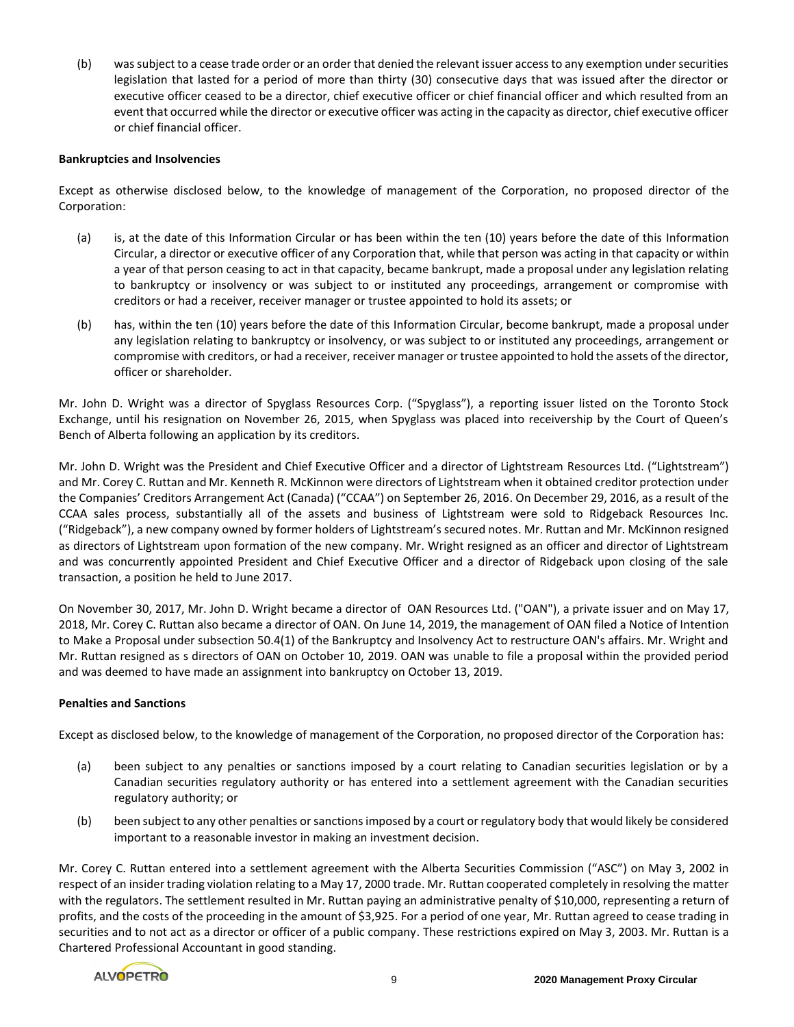(b) was subject to a cease trade order or an order that denied the relevant issuer access to any exemption under securities legislation that lasted for a period of more than thirty (30) consecutive days that was issued after the director or executive officer ceased to be a director, chief executive officer or chief financial officer and which resulted from an event that occurred while the director or executive officer was acting in the capacity as director, chief executive officer or chief financial officer.

**Bankruptcies and Insolvencies**

Except as otherwise disclosed below, to the knowledge of management of the Corporation, no proposed director of the Corporation:

(a) is, at the date of this Information Circular or has been within the ten (10) years before the date of this Information Circular, a director or executive officer of any Corporation that, while that person was acting in that capacity or within a year of that person ceasing to act in that capacity, became bankrupt, made a proposal under any legislation relating to bankruptcy or insolvency or was subject to or instituted any proceedings, arrangement or compromise with creditors or had a receiver, receiver manager or trustee appointed to hold its assets; or

(b) has, within the ten (10) years before the date of this Information Circular, become bankrupt, made a proposal under any legislation relating to bankruptcy or insolvency, or was subject to or instituted any proceedings, arrangement or compromise with creditors, or had a receiver, receiver manager or trustee appointed to hold the assets of the director, officer or shareholder.

Mr. John D. Wright was a director of Spyglass Resources Corp. ("Spyglass"), a reporting issuer listed on the Toronto Stock Exchange, until his resignation on November 26, 2015, when Spyglass was placed into receivership by the Court of Queen's Bench of Alberta following an application by its creditors.

Mr. John D. Wright was the President and Chief Executive Officer and a director of Lightstream Resources Ltd. ("Lightstream") and Mr. Corey C. Ruttan and Mr. Kenneth R. McKinnon were directors of Lightstream when it obtained creditor protection under the Companies' Creditors Arrangement Act (Canada) ("CCAA") on September 26, 2016. On December 29, 2016, as a result of the CCAA sales process, substantially all of the assets and business of Lightstream were sold to Ridgeback Resources Inc. ("Ridgeback"), a new company owned by former holders of Lightstream's secured notes. Mr. Ruttan and Mr. McKinnon resigned as directors of Lightstream upon formation of the new company. Mr. Wright resigned as an officer and director of Lightstream and was concurrently appointed President and Chief Executive Officer and a director of Ridgeback upon closing of the sale transaction, a position he held to June 2017.

On November 30, 2017, Mr. John D. Wright became a director of OAN Resources Ltd. ("OAN"), a private issuer and on May 17, 2018, Mr. Corey C. Ruttan also became a director of OAN. On June 14, 2019, the management of OAN filed a Notice of Intention to Make a Proposal under subsection 50.4(1) of the Bankruptcy and Insolvency Act to restructure OAN's affairs. Mr. Wright and Mr. Ruttan resigned as s directors of OAN on October 10, 2019. OAN was unable to file a proposal within the provided period and was deemed to have made an assignment into bankruptcy on October 13, 2019.

**Penalties and Sanctions**

Except as disclosed below, to the knowledge of management of the Corporation, no proposed director of the Corporation has:

(a) been subject to any penalties or sanctions imposed by a court relating to Canadian securities legislation or by a Canadian securities regulatory authority or has entered into a settlement agreement with the Canadian securities regulatory authority; or

(b) been subject to any other penalties or sanctions imposed by a court or regulatory body that would likely be considered important to a reasonable investor in making an investment decision.

Mr. Corey C. Ruttan entered into a settlement agreement with the Alberta Securities Commission ("ASC") on May 3, 2002 in respect of an insider trading violation relating to a May 17, 2000 trade. Mr. Ruttan cooperated completely in resolving the matter with the regulators. The settlement resulted in Mr. Ruttan paying an administrative penalty of $10,000, representing a return of profits, and the costs of the proceeding in the amount of $3,925. For a period of one year, Mr. Ruttan agreed to cease trading in securities and to not act as a director or officer of a public company. These restrictions expired on May 3, 2003. Mr. Ruttan is a Chartered Professional Accountant in good standing.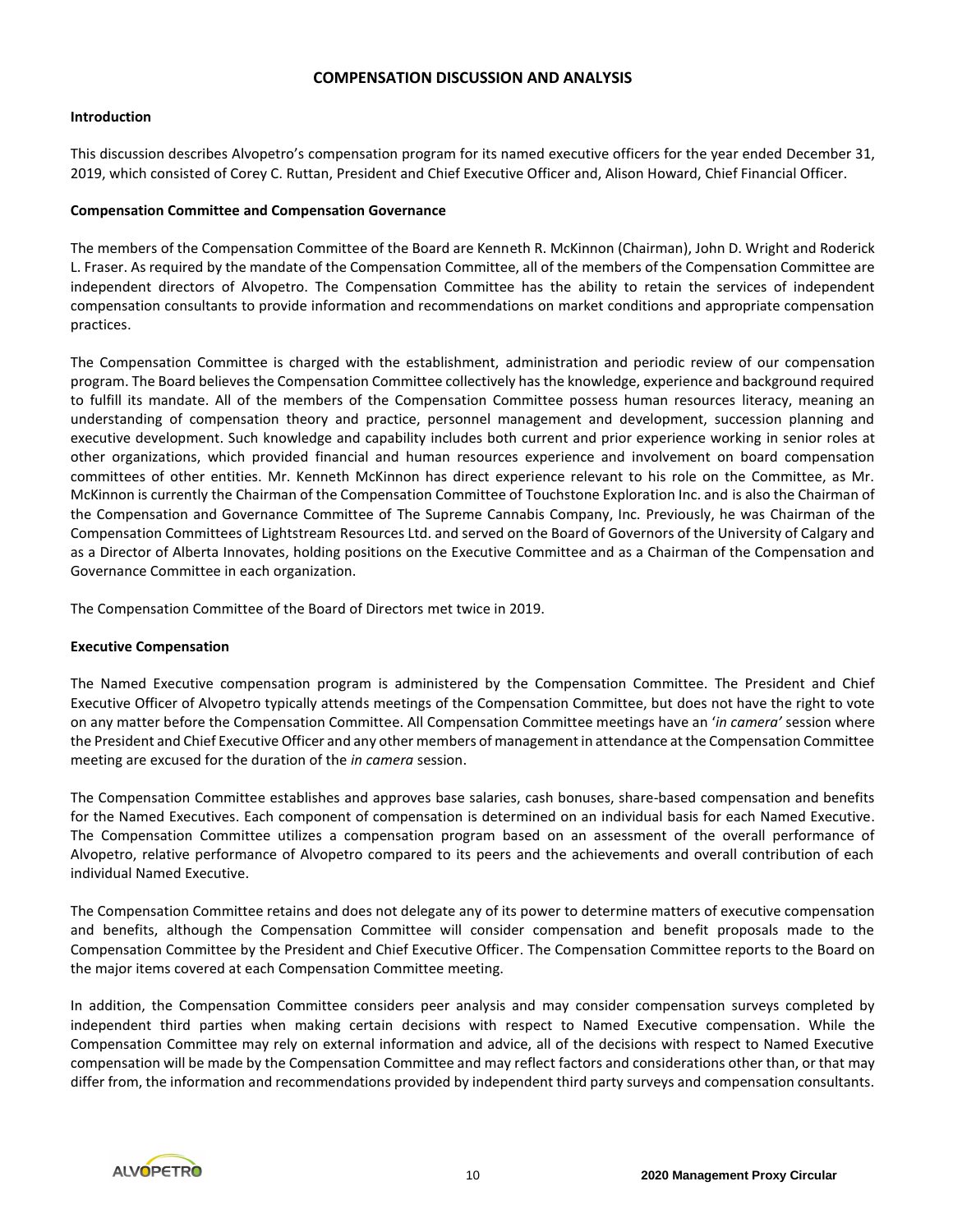## COMPENSATION DISCUSSION AND ANALYSIS

### Introduction

This discussion describes Alvopetro's compensation program for its named executive officers for the year ended December 31, 2019, which consisted of Corey C. Ruttan, President and Chief Executive Officer and, Alison Howard, Chief Financial Officer.

### Compensation Committee and Compensation Governance

The members of the Compensation Committee of the Board are Kenneth R. McKinnon (Chairman), John D. Wright and Roderick L. Fraser. As required by the mandate of the Compensation Committee, all of the members of the Compensation Committee are independent directors of Alvopetro. The Compensation Committee has the ability to retain the services of independent compensation consultants to provide information and recommendations on market conditions and appropriate compensation practices.

The Compensation Committee is charged with the establishment, administration and periodic review of our compensation program. The Board believes the Compensation Committee collectively has the knowledge, experience and background required to fulfill its mandate. All of the members of the Compensation Committee possess human resources literacy, meaning an understanding of compensation theory and practice, personnel management and development, succession planning and executive development. Such knowledge and capability includes both current and prior experience working in senior roles at other organizations, which provided financial and human resources experience and involvement on board compensation committees of other entities. Mr. Kenneth McKinnon has direct experience relevant to his role on the Committee, as Mr. McKinnon is currently the Chairman of the Compensation Committee of Touchstone Exploration Inc. and is also the Chairman of the Compensation and Governance Committee of The Supreme Cannabis Company, Inc. Previously, he was Chairman of the Compensation Committees of Lightstream Resources Ltd. and served on the Board of Governors of the University of Calgary and as a Director of Alberta Innovates, holding positions on the Executive Committee and as a Chairman of the Compensation and Governance Committee in each organization.

The Compensation Committee of the Board of Directors met twice in 2019.

### Executive Compensation

The Named Executive compensation program is administered by the Compensation Committee. The President and Chief Executive Officer of Alvopetro typically attends meetings of the Compensation Committee, but does not have the right to vote on any matter before the Compensation Committee. All Compensation Committee meetings have an '*in camera'* session where the President and Chief Executive Officer and any other members of management in attendance at the Compensation Committee meeting are excused for the duration of the *in camera* session.

The Compensation Committee establishes and approves base salaries, cash bonuses, share-based compensation and benefits for the Named Executives. Each component of compensation is determined on an individual basis for each Named Executive. The Compensation Committee utilizes a compensation program based on an assessment of the overall performance of Alvopetro, relative performance of Alvopetro compared to its peers and the achievements and overall contribution of each individual Named Executive.

The Compensation Committee retains and does not delegate any of its power to determine matters of executive compensation and benefits, although the Compensation Committee will consider compensation and benefit proposals made to the Compensation Committee by the President and Chief Executive Officer. The Compensation Committee reports to the Board on the major items covered at each Compensation Committee meeting.

In addition, the Compensation Committee considers peer analysis and may consider compensation surveys completed by independent third parties when making certain decisions with respect to Named Executive compensation. While the Compensation Committee may rely on external information and advice, all of the decisions with respect to Named Executive compensation will be made by the Compensation Committee and may reflect factors and considerations other than, or that may differ from, the information and recommendations provided by independent third party surveys and compensation consultants.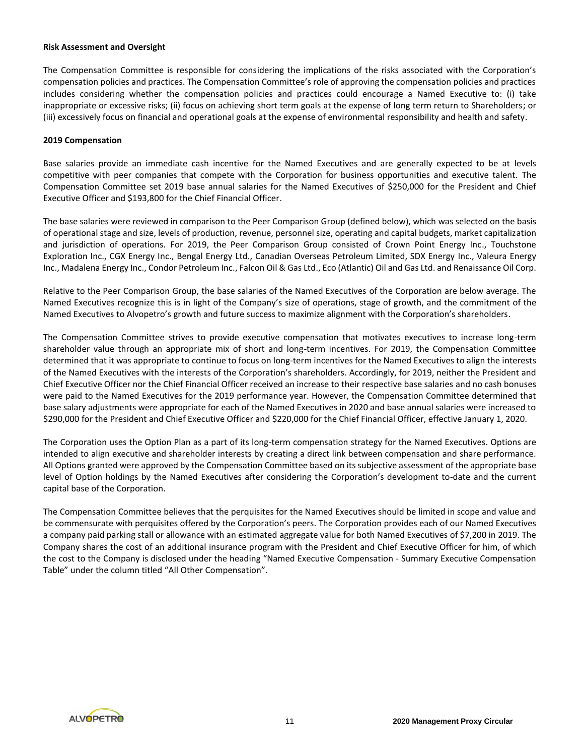**Risk Assessment and Oversight**

The Compensation Committee is responsible for considering the implications of the risks associated with the Corporation's compensation policies and practices. The Compensation Committee's role of approving the compensation policies and practices includes considering whether the compensation policies and practices could encourage a Named Executive to: (i) take inappropriate or excessive risks; (ii) focus on achieving short term goals at the expense of long term return to Shareholders; or (iii) excessively focus on financial and operational goals at the expense of environmental responsibility and health and safety.

**2019 Compensation**

Base salaries provide an immediate cash incentive for the Named Executives and are generally expected to be at levels competitive with peer companies that compete with the Corporation for business opportunities and executive talent. The Compensation Committee set 2019 base annual salaries for the Named Executives of $250,000 for the President and Chief Executive Officer and $193,800 for the Chief Financial Officer.

The base salaries were reviewed in comparison to the Peer Comparison Group (defined below), which was selected on the basis of operational stage and size, levels of production, revenue, personnel size, operating and capital budgets, market capitalization and jurisdiction of operations. For 2019, the Peer Comparison Group consisted of Crown Point Energy Inc., Touchstone Exploration Inc., CGX Energy Inc., Bengal Energy Ltd., Canadian Overseas Petroleum Limited, SDX Energy Inc., Valeura Energy Inc., Madalena Energy Inc., Condor Petroleum Inc., Falcon Oil & Gas Ltd., Eco (Atlantic) Oil and Gas Ltd. and Renaissance Oil Corp.

Relative to the Peer Comparison Group, the base salaries of the Named Executives of the Corporation are below average. The Named Executives recognize this is in light of the Company's size of operations, stage of growth, and the commitment of the Named Executives to Alvopetro's growth and future success to maximize alignment with the Corporation's shareholders.

The Compensation Committee strives to provide executive compensation that motivates executives to increase long-term shareholder value through an appropriate mix of short and long-term incentives. For 2019, the Compensation Committee determined that it was appropriate to continue to focus on long-term incentives for the Named Executives to align the interests of the Named Executives with the interests of the Corporation's shareholders. Accordingly, for 2019, neither the President and Chief Executive Officer nor the Chief Financial Officer received an increase to their respective base salaries and no cash bonuses were paid to the Named Executives for the 2019 performance year. However, the Compensation Committee determined that base salary adjustments were appropriate for each of the Named Executives in 2020 and base annual salaries were increased to $290,000 for the President and Chief Executive Officer and $220,000 for the Chief Financial Officer, effective January 1, 2020.

The Corporation uses the Option Plan as a part of its long-term compensation strategy for the Named Executives. Options are intended to align executive and shareholder interests by creating a direct link between compensation and share performance. All Options granted were approved by the Compensation Committee based on its subjective assessment of the appropriate base level of Option holdings by the Named Executives after considering the Corporation's development to-date and the current capital base of the Corporation.

The Compensation Committee believes that the perquisites for the Named Executives should be limited in scope and value and be commensurate with perquisites offered by the Corporation's peers. The Corporation provides each of our Named Executives a company paid parking stall or allowance with an estimated aggregate value for both Named Executives of $7,200 in 2019. The Company shares the cost of an additional insurance program with the President and Chief Executive Officer for him, of which the cost to the Company is disclosed under the heading "Named Executive Compensation - Summary Executive Compensation Table" under the column titled "All Other Compensation".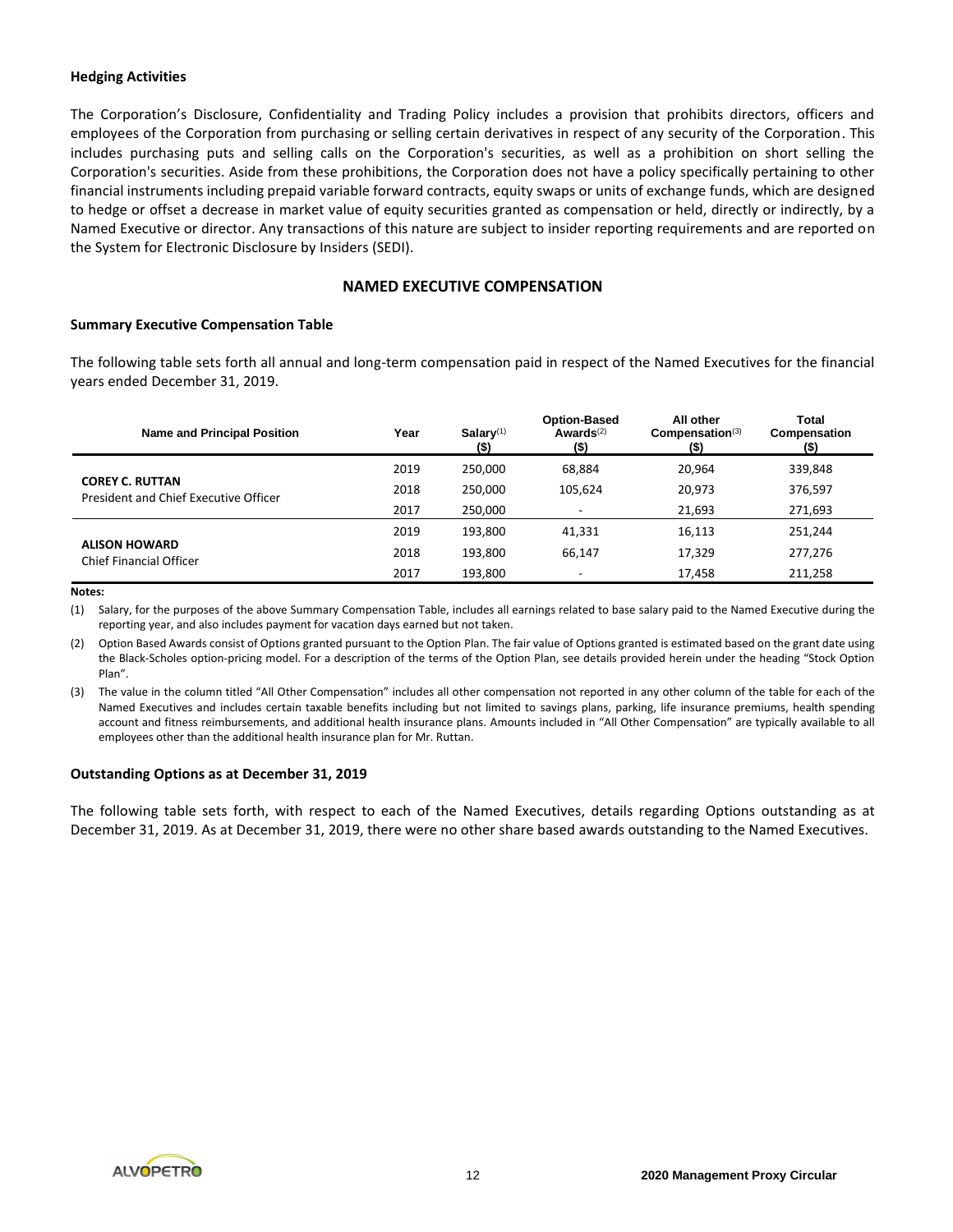### Hedging Activities

The Corporation's Disclosure, Confidentiality and Trading Policy includes a provision that prohibits directors, officers and employees of the Corporation from purchasing or selling certain derivatives in respect of any security of the Corporation. This includes purchasing puts and selling calls on the Corporation's securities, as well as a prohibition on short selling the Corporation's securities. Aside from these prohibitions, the Corporation does not have a policy specifically pertaining to other financial instruments including prepaid variable forward contracts, equity swaps or units of exchange funds, which are designed to hedge or offset a decrease in market value of equity securities granted as compensation or held, directly or indirectly, by a Named Executive or director. Any transactions of this nature are subject to insider reporting requirements and are reported on the System for Electronic Disclosure by Insiders (SEDI).

## NAMED EXECUTIVE COMPENSATION

### Summary Executive Compensation Table

The following table sets forth all annual and long-term compensation paid in respect of the Named Executives for the financial years ended December 31, 2019.

| Name and Principal Position | Year | Salary[1] ($) | Option-Based Awards[2] ($) | All other Compensation[3] ($) | Total Compensation ($) |
|---|---|---|---|---|---|
| **COREY C. RUTTAN** President and Chief Executive Officer | 2019 | 250,000 | 68,884 | 20,964 | 339,848 |
| | 2018 | 250,000 | 105,624 | 20,973 | 376,597 |
| | 2017 | 250,000 | - | 21,693 | 271,693 |
| **ALISON HOWARD** Chief Financial Officer | 2019 | 193,800 | 41,331 | 16,113 | 251,244 |
| | 2018 | 193,800 | 66,147 | 17,329 | 277,276 |
| | 2017 | 193,800 | - | 17,458 | 211,258 |

**Notes:**

(1) Salary, for the purposes of the above Summary Compensation Table, includes all earnings related to base salary paid to the Named Executive during the reporting year, and also includes payment for vacation days earned but not taken.

(2) Option Based Awards consist of Options granted pursuant to the Option Plan. The fair value of Options granted is estimated based on the grant date using the Black-Scholes option-pricing model. For a description of the terms of the Option Plan, see details provided herein under the heading "Stock Option Plan".

(3) The value in the column titled "All Other Compensation" includes all other compensation not reported in any other column of the table for each of the Named Executives and includes certain taxable benefits including but not limited to savings plans, parking, life insurance premiums, health spending account and fitness reimbursements, and additional health insurance plans. Amounts included in "All Other Compensation" are typically available to all employees other than the additional health insurance plan for Mr. Ruttan.

### Outstanding Options as at December 31, 2019

The following table sets forth, with respect to each of the Named Executives, details regarding Options outstanding as at December 31, 2019. As at December 31, 2019, there were no other share based awards outstanding to the Named Executives.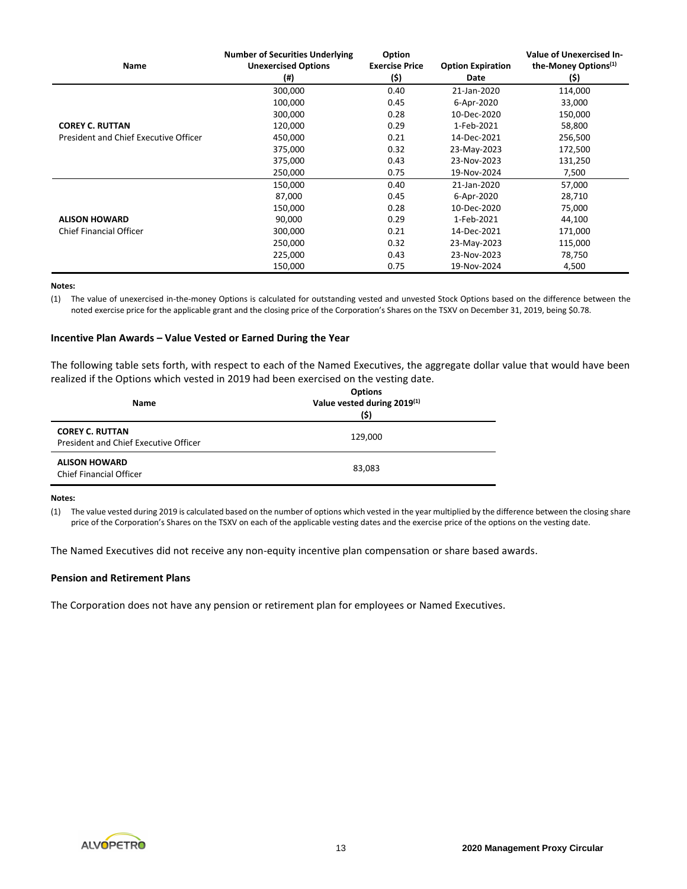| Name | Number of Securities Underlying Unexercised Options (#) | Option Exercise Price ($) | Option Expiration Date | Value of Unexercised In-the-Money Options[(1)] ($) |
|---|---|---|---|---|
| | 300,000 | 0.40 | 21-Jan-2020 | 114,000 |
| | 100,000 | 0.45 | 6-Apr-2020 | 33,000 |
| | 300,000 | 0.28 | 10-Dec-2020 | 150,000 |
| **COREY C. RUTTAN** | 120,000 | 0.29 | 1-Feb-2021 | 58,800 |
| President and Chief Executive Officer | 450,000 | 0.21 | 14-Dec-2021 | 256,500 |
| | 375,000 | 0.32 | 23-May-2023 | 172,500 |
| | 375,000 | 0.43 | 23-Nov-2023 | 131,250 |
| | 250,000 | 0.75 | 19-Nov-2024 | 7,500 |
| | 150,000 | 0.40 | 21-Jan-2020 | 57,000 |
| | 87,000 | 0.45 | 6-Apr-2020 | 28,710 |
| | 150,000 | 0.28 | 10-Dec-2020 | 75,000 |
| **ALISON HOWARD** | 90,000 | 0.29 | 1-Feb-2021 | 44,100 |
| Chief Financial Officer | 300,000 | 0.21 | 14-Dec-2021 | 171,000 |
| | 250,000 | 0.32 | 23-May-2023 | 115,000 |
| | 225,000 | 0.43 | 23-Nov-2023 | 78,750 |
| | 150,000 | 0.75 | 19-Nov-2024 | 4,500 |

**Notes:**

(1) The value of unexercised in-the-money Options is calculated for outstanding vested and unvested Stock Options based on the difference between the noted exercise price for the applicable grant and the closing price of the Corporation's Shares on the TSXV on December 31, 2019, being $0.78.

### Incentive Plan Awards – Value Vested or Earned During the Year

The following table sets forth, with respect to each of the Named Executives, the aggregate dollar value that would have been realized if the Options which vested in 2019 had been exercised on the vesting date.

| Name | Options Value vested during 2019[(1)] ($) |
|---|---|
| **COREY C. RUTTAN** President and Chief Executive Officer | 129,000 |
| **ALISON HOWARD** Chief Financial Officer | 83,083 |

**Notes:**

(1) The value vested during 2019 is calculated based on the number of options which vested in the year multiplied by the difference between the closing share price of the Corporation's Shares on the TSXV on each of the applicable vesting dates and the exercise price of the options on the vesting date.

The Named Executives did not receive any non-equity incentive plan compensation or share based awards.

### Pension and Retirement Plans

The Corporation does not have any pension or retirement plan for employees or Named Executives.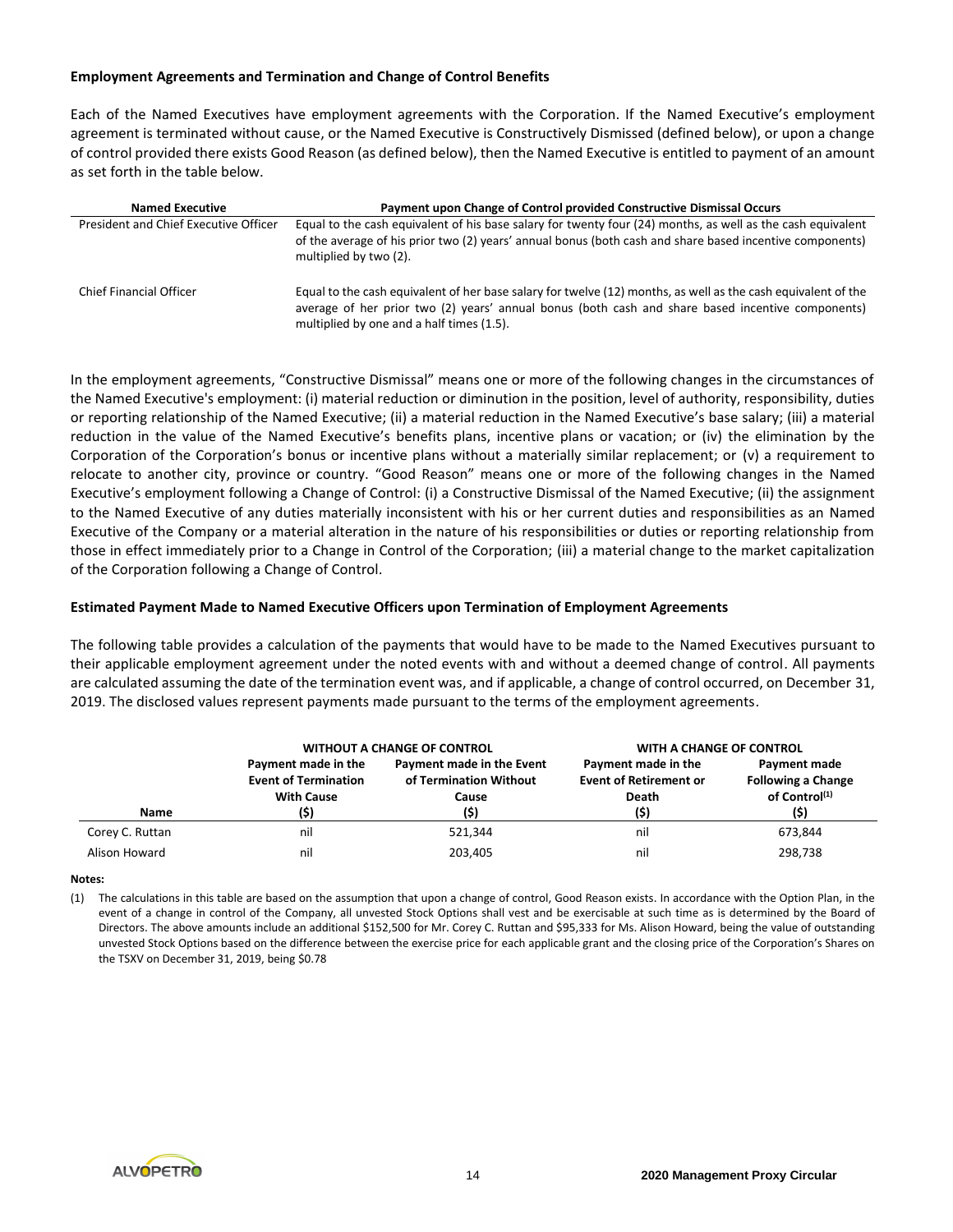**Employment Agreements and Termination and Change of Control Benefits**

Each of the Named Executives have employment agreements with the Corporation. If the Named Executive's employment agreement is terminated without cause, or the Named Executive is Constructively Dismissed (defined below), or upon a change of control provided there exists Good Reason (as defined below), then the Named Executive is entitled to payment of an amount as set forth in the table below.

| Named Executive | Payment upon Change of Control provided Constructive Dismissal Occurs |
|---|---|
| President and Chief Executive Officer | Equal to the cash equivalent of his base salary for twenty four (24) months, as well as the cash equivalent of the average of his prior two (2) years' annual bonus (both cash and share based incentive components) multiplied by two (2). |
| Chief Financial Officer | Equal to the cash equivalent of her base salary for twelve (12) months, as well as the cash equivalent of the average of her prior two (2) years' annual bonus (both cash and share based incentive components) multiplied by one and a half times (1.5). |

In the employment agreements, "Constructive Dismissal" means one or more of the following changes in the circumstances of the Named Executive's employment: (i) material reduction or diminution in the position, level of authority, responsibility, duties or reporting relationship of the Named Executive; (ii) a material reduction in the Named Executive's base salary; (iii) a material reduction in the value of the Named Executive's benefits plans, incentive plans or vacation; or (iv) the elimination by the Corporation of the Corporation's bonus or incentive plans without a materially similar replacement; or (v) a requirement to relocate to another city, province or country. "Good Reason" means one or more of the following changes in the Named Executive's employment following a Change of Control: (i) a Constructive Dismissal of the Named Executive; (ii) the assignment to the Named Executive of any duties materially inconsistent with his or her current duties and responsibilities as an Named Executive of the Company or a material alteration in the nature of his responsibilities or duties or reporting relationship from those in effect immediately prior to a Change in Control of the Corporation; (iii) a material change to the market capitalization of the Corporation following a Change of Control.

**Estimated Payment Made to Named Executive Officers upon Termination of Employment Agreements**

The following table provides a calculation of the payments that would have to be made to the Named Executives pursuant to their applicable employment agreement under the noted events with and without a deemed change of control. All payments are calculated assuming the date of the termination event was, and if applicable, a change of control occurred, on December 31, 2019. The disclosed values represent payments made pursuant to the terms of the employment agreements.

| | WITHOUT A CHANGE OF CONTROL | | WITH A CHANGE OF CONTROL | |
|---|---|---|---|---|
| Name | Payment made in the Event of Termination With Cause ($) | Payment made in the Event of Termination Without Cause ($) | Payment made in the Event of Retirement or Death ($) | Payment made Following a Change of Control[(1)] ($) |
| Corey C. Ruttan | nil | 521,344 | nil | 673,844 |
| Alison Howard | nil | 203,405 | nil | 298,738 |

**Notes:**

(1) The calculations in this table are based on the assumption that upon a change of control, Good Reason exists. In accordance with the Option Plan, in the event of a change in control of the Company, all unvested Stock Options shall vest and be exercisable at such time as is determined by the Board of Directors. The above amounts include an additional $152,500 for Mr. Corey C. Ruttan and $95,333 for Ms. Alison Howard, being the value of outstanding unvested Stock Options based on the difference between the exercise price for each applicable grant and the closing price of the Corporation's Shares on the TSXV on December 31, 2019, being $0.78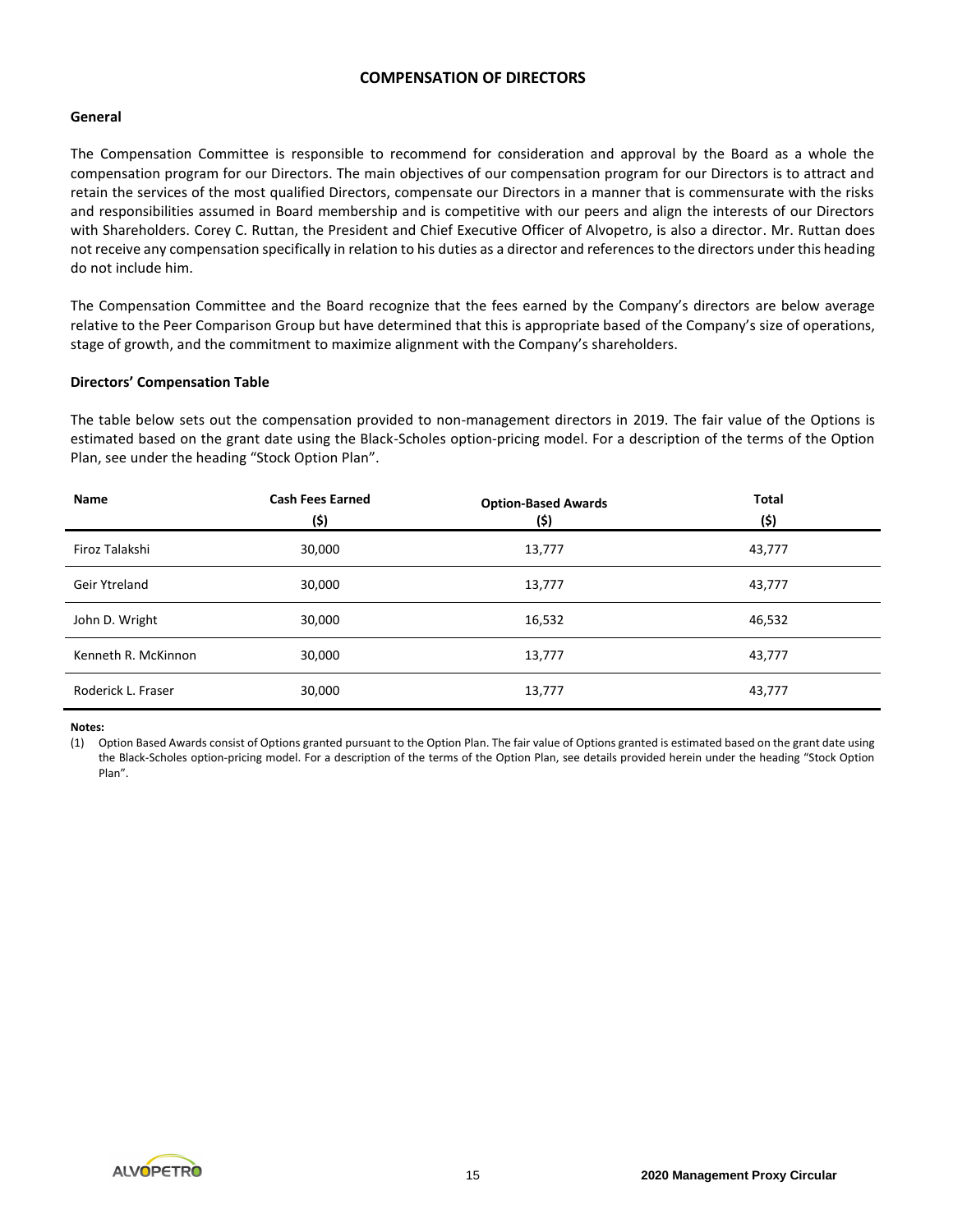## COMPENSATION OF DIRECTORS

### General

The Compensation Committee is responsible to recommend for consideration and approval by the Board as a whole the compensation program for our Directors. The main objectives of our compensation program for our Directors is to attract and retain the services of the most qualified Directors, compensate our Directors in a manner that is commensurate with the risks and responsibilities assumed in Board membership and is competitive with our peers and align the interests of our Directors with Shareholders. Corey C. Ruttan, the President and Chief Executive Officer of Alvopetro, is also a director. Mr. Ruttan does not receive any compensation specifically in relation to his duties as a director and references to the directors under this heading do not include him.

The Compensation Committee and the Board recognize that the fees earned by the Company's directors are below average relative to the Peer Comparison Group but have determined that this is appropriate based of the Company's size of operations, stage of growth, and the commitment to maximize alignment with the Company's shareholders.

### Directors' Compensation Table

The table below sets out the compensation provided to non-management directors in 2019. The fair value of the Options is estimated based on the grant date using the Black-Scholes option-pricing model. For a description of the terms of the Option Plan, see under the heading "Stock Option Plan".

| Name | Cash Fees Earned ($) | Option-Based Awards ($) | Total ($) |
|---|---|---|---|
| Firoz Talakshi | 30,000 | 13,777 | 43,777 |
| Geir Ytreland | 30,000 | 13,777 | 43,777 |
| John D. Wright | 30,000 | 16,532 | 46,532 |
| Kenneth R. McKinnon | 30,000 | 13,777 | 43,777 |
| Roderick L. Fraser | 30,000 | 13,777 | 43,777 |

**Notes:**

(1) Option Based Awards consist of Options granted pursuant to the Option Plan. The fair value of Options granted is estimated based on the grant date using the Black-Scholes option-pricing model. For a description of the terms of the Option Plan, see details provided herein under the heading "Stock Option Plan".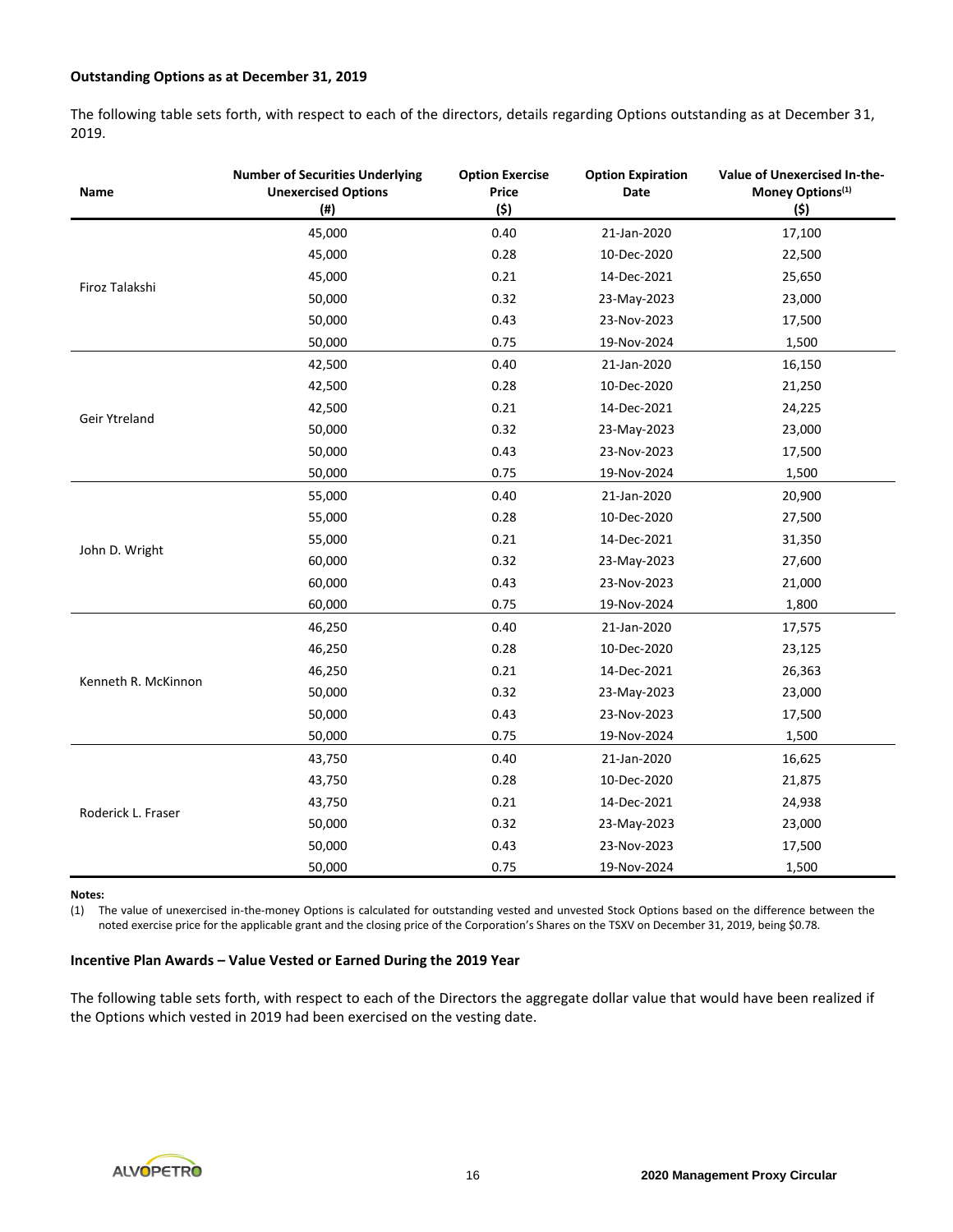**Outstanding Options as at December 31, 2019**

The following table sets forth, with respect to each of the directors, details regarding Options outstanding as at December 31, 2019.

| Name | Number of Securities Underlying Unexercised Options (#) | Option Exercise Price ($) | Option Expiration Date | Value of Unexercised In-the-Money Options[(1)] ($) |
|---|---|---|---|---|
| Firoz Talakshi | 45,000 | 0.40 | 21-Jan-2020 | 17,100 |
| | 45,000 | 0.28 | 10-Dec-2020 | 22,500 |
| | 45,000 | 0.21 | 14-Dec-2021 | 25,650 |
| | 50,000 | 0.32 | 23-May-2023 | 23,000 |
| | 50,000 | 0.43 | 23-Nov-2023 | 17,500 |
| | 50,000 | 0.75 | 19-Nov-2024 | 1,500 |
| Geir Ytreland | 42,500 | 0.40 | 21-Jan-2020 | 16,150 |
| | 42,500 | 0.28 | 10-Dec-2020 | 21,250 |
| | 42,500 | 0.21 | 14-Dec-2021 | 24,225 |
| | 50,000 | 0.32 | 23-May-2023 | 23,000 |
| | 50,000 | 0.43 | 23-Nov-2023 | 17,500 |
| | 50,000 | 0.75 | 19-Nov-2024 | 1,500 |
| John D. Wright | 55,000 | 0.40 | 21-Jan-2020 | 20,900 |
| | 55,000 | 0.28 | 10-Dec-2020 | 27,500 |
| | 55,000 | 0.21 | 14-Dec-2021 | 31,350 |
| | 60,000 | 0.32 | 23-May-2023 | 27,600 |
| | 60,000 | 0.43 | 23-Nov-2023 | 21,000 |
| | 60,000 | 0.75 | 19-Nov-2024 | 1,800 |
| Kenneth R. McKinnon | 46,250 | 0.40 | 21-Jan-2020 | 17,575 |
| | 46,250 | 0.28 | 10-Dec-2020 | 23,125 |
| | 46,250 | 0.21 | 14-Dec-2021 | 26,363 |
| | 50,000 | 0.32 | 23-May-2023 | 23,000 |
| | 50,000 | 0.43 | 23-Nov-2023 | 17,500 |
| | 50,000 | 0.75 | 19-Nov-2024 | 1,500 |
| Roderick L. Fraser | 43,750 | 0.40 | 21-Jan-2020 | 16,625 |
| | 43,750 | 0.28 | 10-Dec-2020 | 21,875 |
| | 43,750 | 0.21 | 14-Dec-2021 | 24,938 |
| | 50,000 | 0.32 | 23-May-2023 | 23,000 |
| | 50,000 | 0.43 | 23-Nov-2023 | 17,500 |
| | 50,000 | 0.75 | 19-Nov-2024 | 1,500 |

**Notes:**

(1) The value of unexercised in-the-money Options is calculated for outstanding vested and unvested Stock Options based on the difference between the noted exercise price for the applicable grant and the closing price of the Corporation's Shares on the TSXV on December 31, 2019, being $0.78.

**Incentive Plan Awards – Value Vested or Earned During the 2019 Year**

The following table sets forth, with respect to each of the Directors the aggregate dollar value that would have been realized if the Options which vested in 2019 had been exercised on the vesting date.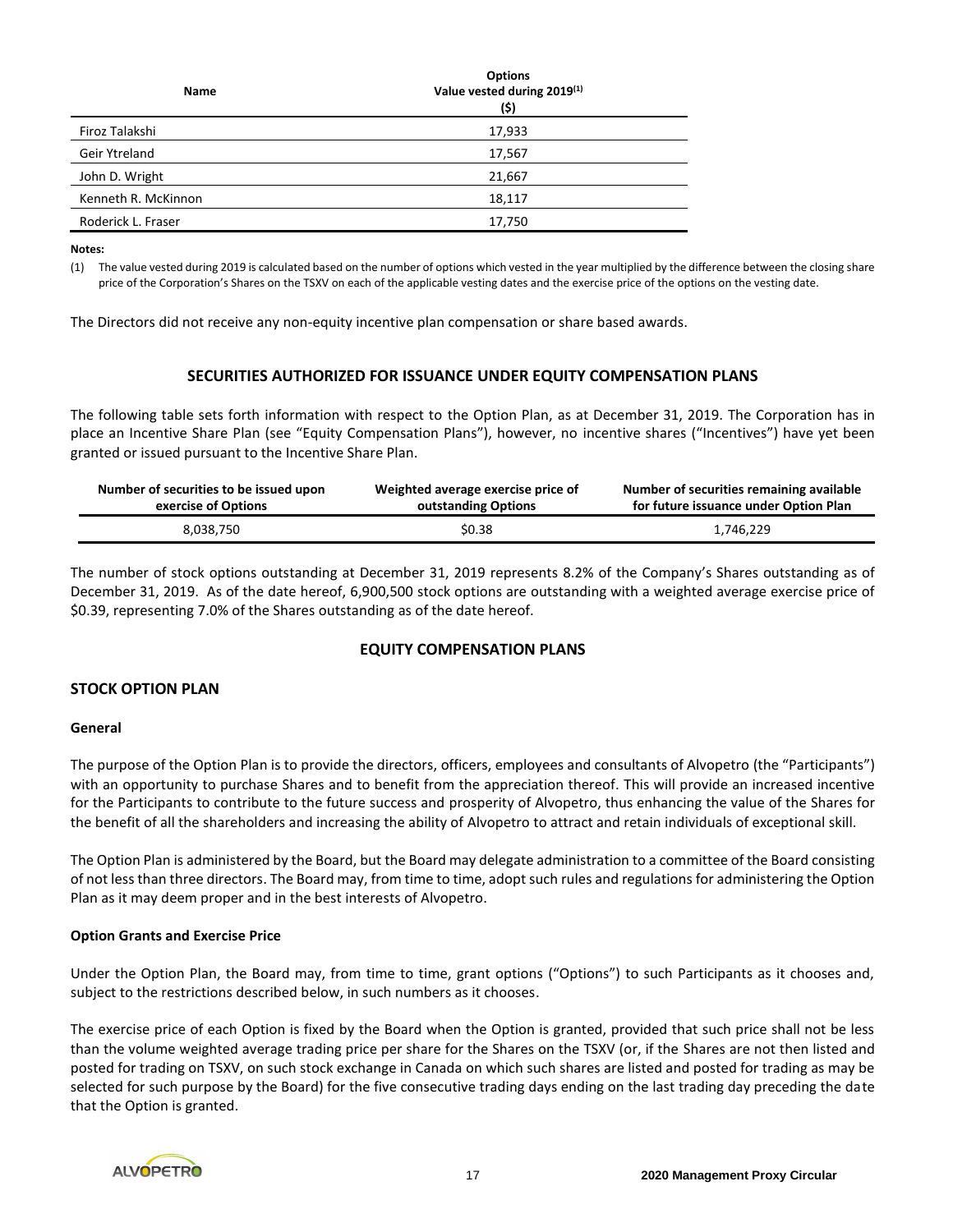| Name | Options<br>Value vested during 2019[(1)]<br>($) |
|---|---|
| Firoz Talakshi | 17,933 |
| Geir Ytreland | 17,567 |
| John D. Wright | 21,667 |
| Kenneth R. McKinnon | 18,117 |
| Roderick L. Fraser | 17,750 |

**Notes:**

(1) The value vested during 2019 is calculated based on the number of options which vested in the year multiplied by the difference between the closing share price of the Corporation's Shares on the TSXV on each of the applicable vesting dates and the exercise price of the options on the vesting date.

The Directors did not receive any non-equity incentive plan compensation or share based awards.

## SECURITIES AUTHORIZED FOR ISSUANCE UNDER EQUITY COMPENSATION PLANS

The following table sets forth information with respect to the Option Plan, as at December 31, 2019. The Corporation has in place an Incentive Share Plan (see "Equity Compensation Plans"), however, no incentive shares ("Incentives") have yet been granted or issued pursuant to the Incentive Share Plan.

| Number of securities to be issued upon exercise of Options | Weighted average exercise price of outstanding Options | Number of securities remaining available for future issuance under Option Plan |
|---|---|---|
| 8,038,750 | $0.38 | 1,746,229 |

The number of stock options outstanding at December 31, 2019 represents 8.2% of the Company's Shares outstanding as of December 31, 2019. As of the date hereof, 6,900,500 stock options are outstanding with a weighted average exercise price of $0.39, representing 7.0% of the Shares outstanding as of the date hereof.

## EQUITY COMPENSATION PLANS

### STOCK OPTION PLAN

**General**

The purpose of the Option Plan is to provide the directors, officers, employees and consultants of Alvopetro (the "Participants") with an opportunity to purchase Shares and to benefit from the appreciation thereof. This will provide an increased incentive for the Participants to contribute to the future success and prosperity of Alvopetro, thus enhancing the value of the Shares for the benefit of all the shareholders and increasing the ability of Alvopetro to attract and retain individuals of exceptional skill.

The Option Plan is administered by the Board, but the Board may delegate administration to a committee of the Board consisting of not less than three directors. The Board may, from time to time, adopt such rules and regulations for administering the Option Plan as it may deem proper and in the best interests of Alvopetro.

**Option Grants and Exercise Price**

Under the Option Plan, the Board may, from time to time, grant options ("Options") to such Participants as it chooses and, subject to the restrictions described below, in such numbers as it chooses.

The exercise price of each Option is fixed by the Board when the Option is granted, provided that such price shall not be less than the volume weighted average trading price per share for the Shares on the TSXV (or, if the Shares are not then listed and posted for trading on TSXV, on such stock exchange in Canada on which such shares are listed and posted for trading as may be selected for such purpose by the Board) for the five consecutive trading days ending on the last trading day preceding the date that the Option is granted.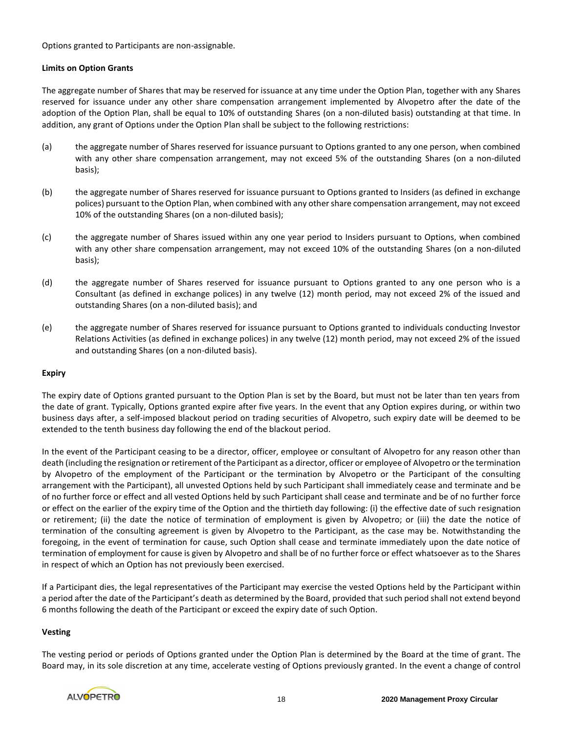Options granted to Participants are non-assignable.

**Limits on Option Grants**

The aggregate number of Shares that may be reserved for issuance at any time under the Option Plan, together with any Shares reserved for issuance under any other share compensation arrangement implemented by Alvopetro after the date of the adoption of the Option Plan, shall be equal to 10% of outstanding Shares (on a non-diluted basis) outstanding at that time. In addition, any grant of Options under the Option Plan shall be subject to the following restrictions:

(a) the aggregate number of Shares reserved for issuance pursuant to Options granted to any one person, when combined with any other share compensation arrangement, may not exceed 5% of the outstanding Shares (on a non-diluted basis);

(b) the aggregate number of Shares reserved for issuance pursuant to Options granted to Insiders (as defined in exchange polices) pursuant to the Option Plan, when combined with any other share compensation arrangement, may not exceed 10% of the outstanding Shares (on a non-diluted basis);

(c) the aggregate number of Shares issued within any one year period to Insiders pursuant to Options, when combined with any other share compensation arrangement, may not exceed 10% of the outstanding Shares (on a non-diluted basis);

(d) the aggregate number of Shares reserved for issuance pursuant to Options granted to any one person who is a Consultant (as defined in exchange polices) in any twelve (12) month period, may not exceed 2% of the issued and outstanding Shares (on a non-diluted basis); and

(e) the aggregate number of Shares reserved for issuance pursuant to Options granted to individuals conducting Investor Relations Activities (as defined in exchange polices) in any twelve (12) month period, may not exceed 2% of the issued and outstanding Shares (on a non-diluted basis).

**Expiry**

The expiry date of Options granted pursuant to the Option Plan is set by the Board, but must not be later than ten years from the date of grant. Typically, Options granted expire after five years. In the event that any Option expires during, or within two business days after, a self-imposed blackout period on trading securities of Alvopetro, such expiry date will be deemed to be extended to the tenth business day following the end of the blackout period.

In the event of the Participant ceasing to be a director, officer, employee or consultant of Alvopetro for any reason other than death (including the resignation or retirement of the Participant as a director, officer or employee of Alvopetro or the termination by Alvopetro of the employment of the Participant or the termination by Alvopetro or the Participant of the consulting arrangement with the Participant), all unvested Options held by such Participant shall immediately cease and terminate and be of no further force or effect and all vested Options held by such Participant shall cease and terminate and be of no further force or effect on the earlier of the expiry time of the Option and the thirtieth day following: (i) the effective date of such resignation or retirement; (ii) the date the notice of termination of employment is given by Alvopetro; or (iii) the date the notice of termination of the consulting agreement is given by Alvopetro to the Participant, as the case may be. Notwithstanding the foregoing, in the event of termination for cause, such Option shall cease and terminate immediately upon the date notice of termination of employment for cause is given by Alvopetro and shall be of no further force or effect whatsoever as to the Shares in respect of which an Option has not previously been exercised.

If a Participant dies, the legal representatives of the Participant may exercise the vested Options held by the Participant within a period after the date of the Participant's death as determined by the Board, provided that such period shall not extend beyond 6 months following the death of the Participant or exceed the expiry date of such Option.

**Vesting**

The vesting period or periods of Options granted under the Option Plan is determined by the Board at the time of grant. The Board may, in its sole discretion at any time, accelerate vesting of Options previously granted. In the event a change of control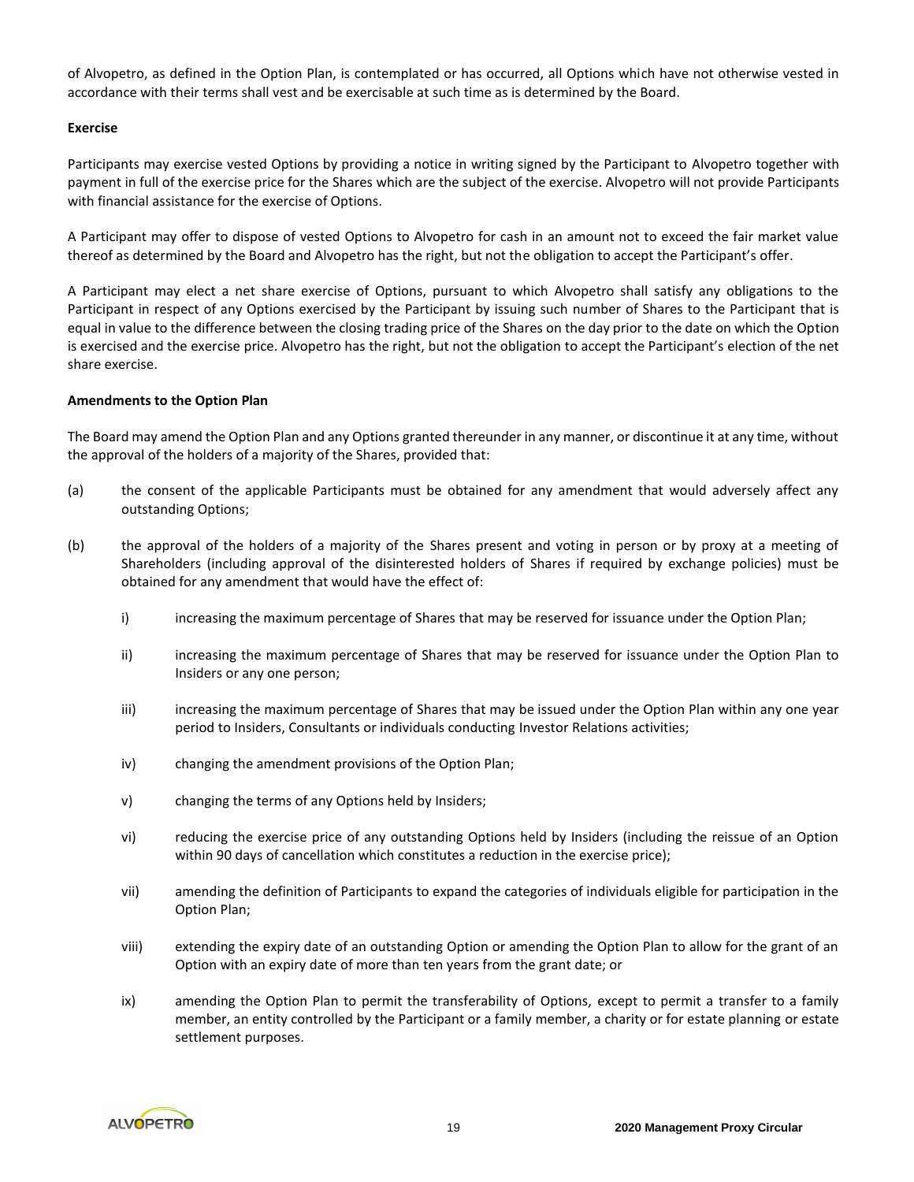of Alvopetro, as defined in the Option Plan, is contemplated or has occurred, all Options which have not otherwise vested in accordance with their terms shall vest and be exercisable at such time as is determined by the Board.

**Exercise**

Participants may exercise vested Options by providing a notice in writing signed by the Participant to Alvopetro together with payment in full of the exercise price for the Shares which are the subject of the exercise. Alvopetro will not provide Participants with financial assistance for the exercise of Options.

A Participant may offer to dispose of vested Options to Alvopetro for cash in an amount not to exceed the fair market value thereof as determined by the Board and Alvopetro has the right, but not the obligation to accept the Participant's offer.

A Participant may elect a net share exercise of Options, pursuant to which Alvopetro shall satisfy any obligations to the Participant in respect of any Options exercised by the Participant by issuing such number of Shares to the Participant that is equal in value to the difference between the closing trading price of the Shares on the day prior to the date on which the Option is exercised and the exercise price. Alvopetro has the right, but not the obligation to accept the Participant's election of the net share exercise.

**Amendments to the Option Plan**

The Board may amend the Option Plan and any Options granted thereunder in any manner, or discontinue it at any time, without the approval of the holders of a majority of the Shares, provided that:

(a) the consent of the applicable Participants must be obtained for any amendment that would adversely affect any outstanding Options;

(b) the approval of the holders of a majority of the Shares present and voting in person or by proxy at a meeting of Shareholders (including approval of the disinterested holders of Shares if required by exchange policies) must be obtained for any amendment that would have the effect of:

   i) increasing the maximum percentage of Shares that may be reserved for issuance under the Option Plan;

   ii) increasing the maximum percentage of Shares that may be reserved for issuance under the Option Plan to Insiders or any one person;

   iii) increasing the maximum percentage of Shares that may be issued under the Option Plan within any one year period to Insiders, Consultants or individuals conducting Investor Relations activities;

   iv) changing the amendment provisions of the Option Plan;

   v) changing the terms of any Options held by Insiders;

   vi) reducing the exercise price of any outstanding Options held by Insiders (including the reissue of an Option within 90 days of cancellation which constitutes a reduction in the exercise price);

   vii) amending the definition of Participants to expand the categories of individuals eligible for participation in the Option Plan;

   viii) extending the expiry date of an outstanding Option or amending the Option Plan to allow for the grant of an Option with an expiry date of more than ten years from the grant date; or

   ix) amending the Option Plan to permit the transferability of Options, except to permit a transfer to a family member, an entity controlled by the Participant or a family member, a charity or for estate planning or estate settlement purposes.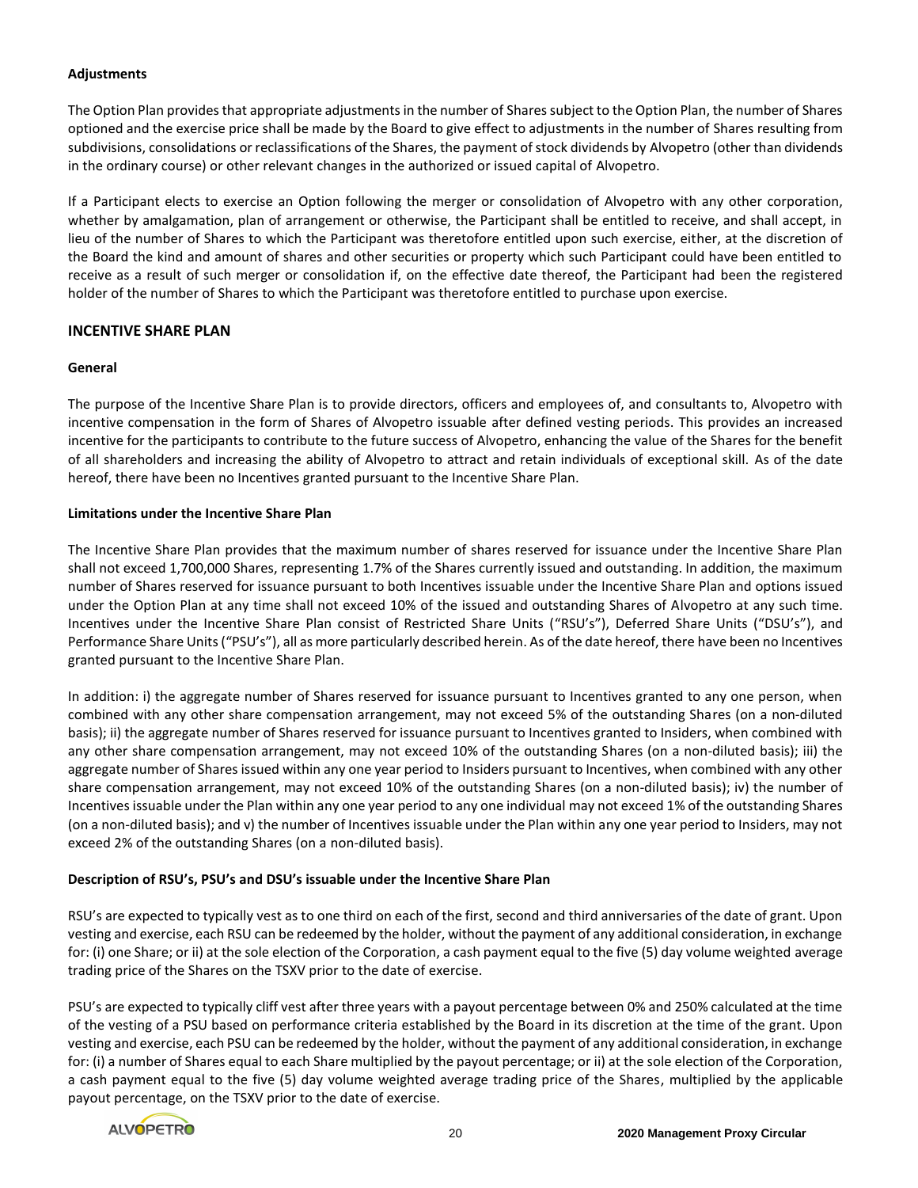**Adjustments**

The Option Plan provides that appropriate adjustments in the number of Shares subject to the Option Plan, the number of Shares optioned and the exercise price shall be made by the Board to give effect to adjustments in the number of Shares resulting from subdivisions, consolidations or reclassifications of the Shares, the payment of stock dividends by Alvopetro (other than dividends in the ordinary course) or other relevant changes in the authorized or issued capital of Alvopetro.

If a Participant elects to exercise an Option following the merger or consolidation of Alvopetro with any other corporation, whether by amalgamation, plan of arrangement or otherwise, the Participant shall be entitled to receive, and shall accept, in lieu of the number of Shares to which the Participant was theretofore entitled upon such exercise, either, at the discretion of the Board the kind and amount of shares and other securities or property which such Participant could have been entitled to receive as a result of such merger or consolidation if, on the effective date thereof, the Participant had been the registered holder of the number of Shares to which the Participant was theretofore entitled to purchase upon exercise.

## INCENTIVE SHARE PLAN

**General**

The purpose of the Incentive Share Plan is to provide directors, officers and employees of, and consultants to, Alvopetro with incentive compensation in the form of Shares of Alvopetro issuable after defined vesting periods. This provides an increased incentive for the participants to contribute to the future success of Alvopetro, enhancing the value of the Shares for the benefit of all shareholders and increasing the ability of Alvopetro to attract and retain individuals of exceptional skill. As of the date hereof, there have been no Incentives granted pursuant to the Incentive Share Plan.

**Limitations under the Incentive Share Plan**

The Incentive Share Plan provides that the maximum number of shares reserved for issuance under the Incentive Share Plan shall not exceed 1,700,000 Shares, representing 1.7% of the Shares currently issued and outstanding. In addition, the maximum number of Shares reserved for issuance pursuant to both Incentives issuable under the Incentive Share Plan and options issued under the Option Plan at any time shall not exceed 10% of the issued and outstanding Shares of Alvopetro at any such time. Incentives under the Incentive Share Plan consist of Restricted Share Units ("RSU's"), Deferred Share Units ("DSU's"), and Performance Share Units ("PSU's"), all as more particularly described herein. As of the date hereof, there have been no Incentives granted pursuant to the Incentive Share Plan.

In addition: i) the aggregate number of Shares reserved for issuance pursuant to Incentives granted to any one person, when combined with any other share compensation arrangement, may not exceed 5% of the outstanding Shares (on a non-diluted basis); ii) the aggregate number of Shares reserved for issuance pursuant to Incentives granted to Insiders, when combined with any other share compensation arrangement, may not exceed 10% of the outstanding Shares (on a non-diluted basis); iii) the aggregate number of Shares issued within any one year period to Insiders pursuant to Incentives, when combined with any other share compensation arrangement, may not exceed 10% of the outstanding Shares (on a non-diluted basis); iv) the number of Incentives issuable under the Plan within any one year period to any one individual may not exceed 1% of the outstanding Shares (on a non-diluted basis); and v) the number of Incentives issuable under the Plan within any one year period to Insiders, may not exceed 2% of the outstanding Shares (on a non-diluted basis).

**Description of RSU's, PSU's and DSU's issuable under the Incentive Share Plan**

RSU's are expected to typically vest as to one third on each of the first, second and third anniversaries of the date of grant. Upon vesting and exercise, each RSU can be redeemed by the holder, without the payment of any additional consideration, in exchange for: (i) one Share; or ii) at the sole election of the Corporation, a cash payment equal to the five (5) day volume weighted average trading price of the Shares on the TSXV prior to the date of exercise.

PSU's are expected to typically cliff vest after three years with a payout percentage between 0% and 250% calculated at the time of the vesting of a PSU based on performance criteria established by the Board in its discretion at the time of the grant. Upon vesting and exercise, each PSU can be redeemed by the holder, without the payment of any additional consideration, in exchange for: (i) a number of Shares equal to each Share multiplied by the payout percentage; or ii) at the sole election of the Corporation, a cash payment equal to the five (5) day volume weighted average trading price of the Shares, multiplied by the applicable payout percentage, on the TSXV prior to the date of exercise.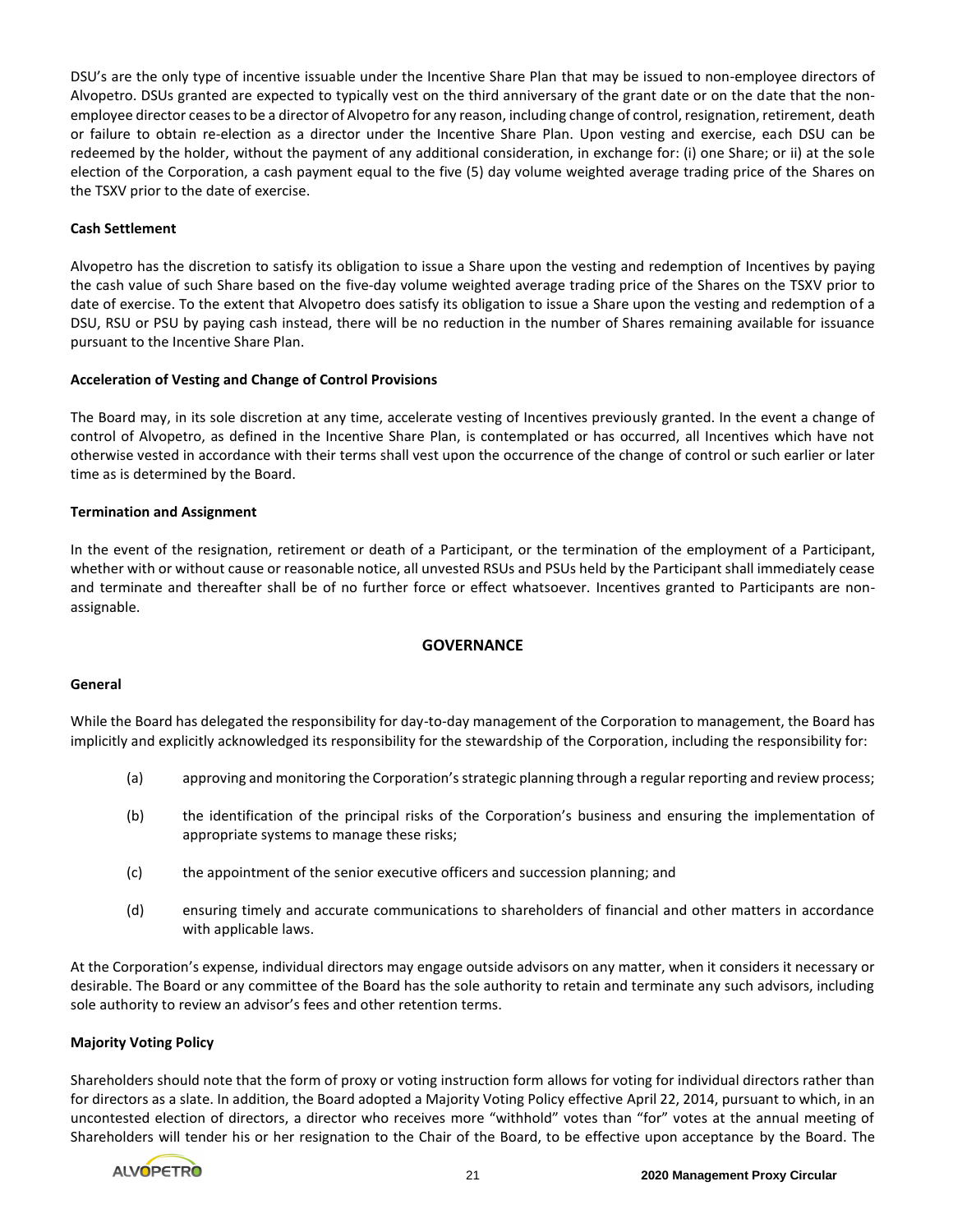DSU's are the only type of incentive issuable under the Incentive Share Plan that may be issued to non-employee directors of Alvopetro. DSUs granted are expected to typically vest on the third anniversary of the grant date or on the date that the non-employee director ceases to be a director of Alvopetro for any reason, including change of control, resignation, retirement, death or failure to obtain re-election as a director under the Incentive Share Plan. Upon vesting and exercise, each DSU can be redeemed by the holder, without the payment of any additional consideration, in exchange for: (i) one Share; or ii) at the sole election of the Corporation, a cash payment equal to the five (5) day volume weighted average trading price of the Shares on the TSXV prior to the date of exercise.

**Cash Settlement**

Alvopetro has the discretion to satisfy its obligation to issue a Share upon the vesting and redemption of Incentives by paying the cash value of such Share based on the five-day volume weighted average trading price of the Shares on the TSXV prior to date of exercise. To the extent that Alvopetro does satisfy its obligation to issue a Share upon the vesting and redemption of a DSU, RSU or PSU by paying cash instead, there will be no reduction in the number of Shares remaining available for issuance pursuant to the Incentive Share Plan.

**Acceleration of Vesting and Change of Control Provisions**

The Board may, in its sole discretion at any time, accelerate vesting of Incentives previously granted. In the event a change of control of Alvopetro, as defined in the Incentive Share Plan, is contemplated or has occurred, all Incentives which have not otherwise vested in accordance with their terms shall vest upon the occurrence of the change of control or such earlier or later time as is determined by the Board.

**Termination and Assignment**

In the event of the resignation, retirement or death of a Participant, or the termination of the employment of a Participant, whether with or without cause or reasonable notice, all unvested RSUs and PSUs held by the Participant shall immediately cease and terminate and thereafter shall be of no further force or effect whatsoever. Incentives granted to Participants are non-assignable.

## GOVERNANCE

**General**

While the Board has delegated the responsibility for day-to-day management of the Corporation to management, the Board has implicitly and explicitly acknowledged its responsibility for the stewardship of the Corporation, including the responsibility for:

(a) approving and monitoring the Corporation's strategic planning through a regular reporting and review process;

(b) the identification of the principal risks of the Corporation's business and ensuring the implementation of appropriate systems to manage these risks;

(c) the appointment of the senior executive officers and succession planning; and

(d) ensuring timely and accurate communications to shareholders of financial and other matters in accordance with applicable laws.

At the Corporation's expense, individual directors may engage outside advisors on any matter, when it considers it necessary or desirable. The Board or any committee of the Board has the sole authority to retain and terminate any such advisors, including sole authority to review an advisor's fees and other retention terms.

**Majority Voting Policy**

Shareholders should note that the form of proxy or voting instruction form allows for voting for individual directors rather than for directors as a slate. In addition, the Board adopted a Majority Voting Policy effective April 22, 2014, pursuant to which, in an uncontested election of directors, a director who receives more "withhold" votes than "for" votes at the annual meeting of Shareholders will tender his or her resignation to the Chair of the Board, to be effective upon acceptance by the Board. The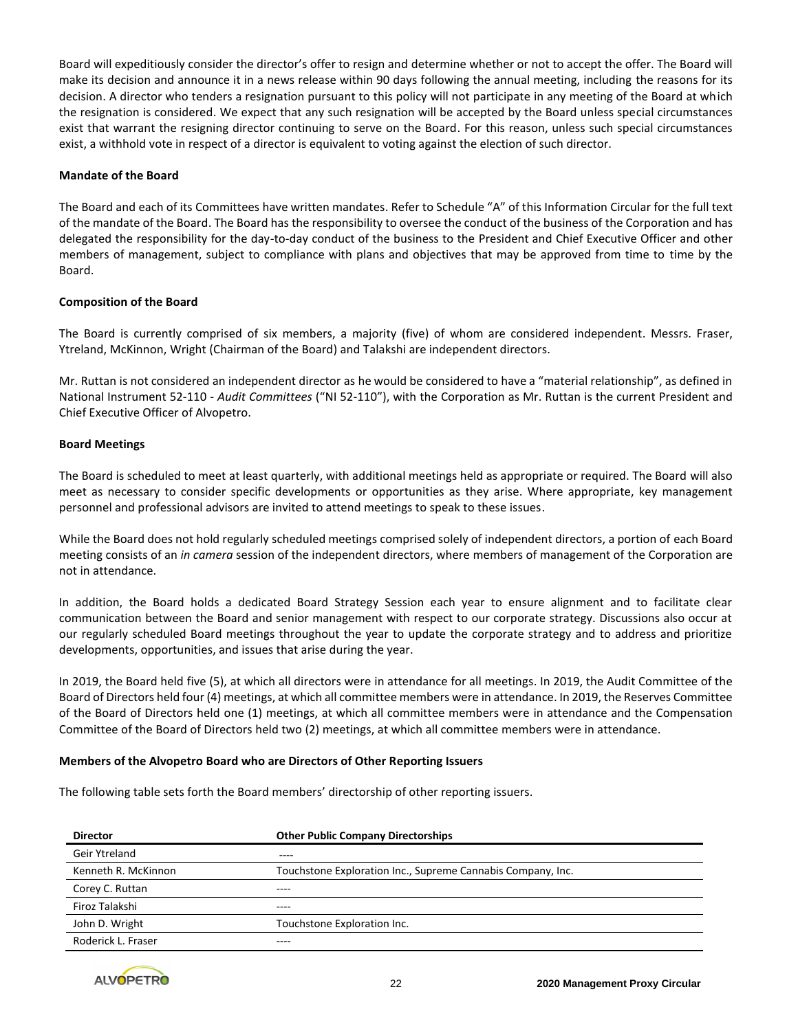Board will expeditiously consider the director's offer to resign and determine whether or not to accept the offer. The Board will make its decision and announce it in a news release within 90 days following the annual meeting, including the reasons for its decision. A director who tenders a resignation pursuant to this policy will not participate in any meeting of the Board at which the resignation is considered. We expect that any such resignation will be accepted by the Board unless special circumstances exist that warrant the resigning director continuing to serve on the Board. For this reason, unless such special circumstances exist, a withhold vote in respect of a director is equivalent to voting against the election of such director.

**Mandate of the Board**

The Board and each of its Committees have written mandates. Refer to Schedule "A" of this Information Circular for the full text of the mandate of the Board. The Board has the responsibility to oversee the conduct of the business of the Corporation and has delegated the responsibility for the day-to-day conduct of the business to the President and Chief Executive Officer and other members of management, subject to compliance with plans and objectives that may be approved from time to time by the Board.

**Composition of the Board**

The Board is currently comprised of six members, a majority (five) of whom are considered independent. Messrs. Fraser, Ytreland, McKinnon, Wright (Chairman of the Board) and Talakshi are independent directors.

Mr. Ruttan is not considered an independent director as he would be considered to have a "material relationship", as defined in National Instrument 52-110 - *Audit Committees* ("NI 52-110"), with the Corporation as Mr. Ruttan is the current President and Chief Executive Officer of Alvopetro.

**Board Meetings**

The Board is scheduled to meet at least quarterly, with additional meetings held as appropriate or required. The Board will also meet as necessary to consider specific developments or opportunities as they arise. Where appropriate, key management personnel and professional advisors are invited to attend meetings to speak to these issues.

While the Board does not hold regularly scheduled meetings comprised solely of independent directors, a portion of each Board meeting consists of an *in camera* session of the independent directors, where members of management of the Corporation are not in attendance.

In addition, the Board holds a dedicated Board Strategy Session each year to ensure alignment and to facilitate clear communication between the Board and senior management with respect to our corporate strategy. Discussions also occur at our regularly scheduled Board meetings throughout the year to update the corporate strategy and to address and prioritize developments, opportunities, and issues that arise during the year.

In 2019, the Board held five (5), at which all directors were in attendance for all meetings. In 2019, the Audit Committee of the Board of Directors held four (4) meetings, at which all committee members were in attendance. In 2019, the Reserves Committee of the Board of Directors held one (1) meetings, at which all committee members were in attendance and the Compensation Committee of the Board of Directors held two (2) meetings, at which all committee members were in attendance.

**Members of the Alvopetro Board who are Directors of Other Reporting Issuers**

The following table sets forth the Board members' directorship of other reporting issuers.

| Director | Other Public Company Directorships |
|---|---|
| Geir Ytreland | ---- |
| Kenneth R. McKinnon | Touchstone Exploration Inc., Supreme Cannabis Company, Inc. |
| Corey C. Ruttan | ---- |
| Firoz Talakshi | ---- |
| John D. Wright | Touchstone Exploration Inc. |
| Roderick L. Fraser | ---- |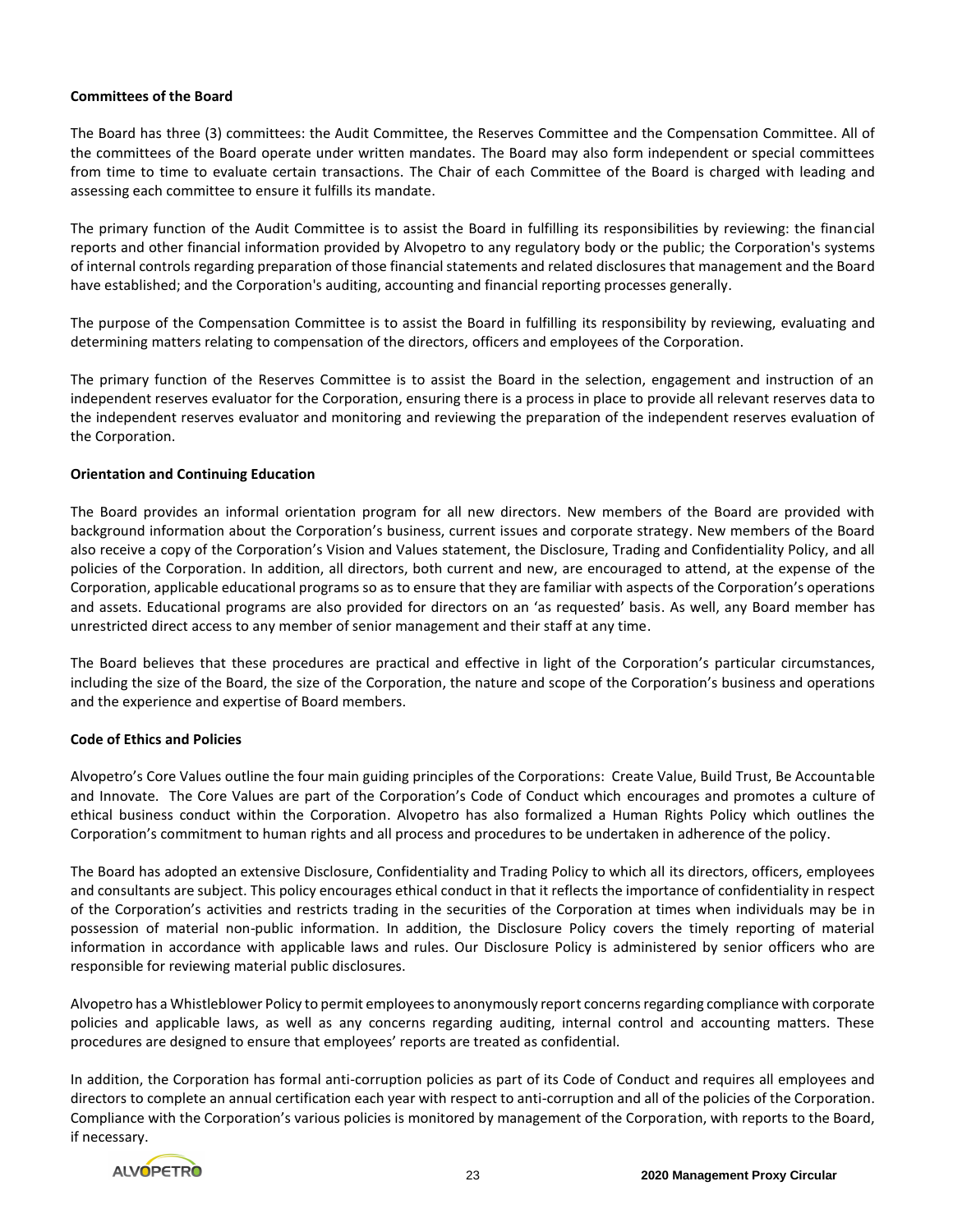**Committees of the Board**

The Board has three (3) committees: the Audit Committee, the Reserves Committee and the Compensation Committee. All of the committees of the Board operate under written mandates. The Board may also form independent or special committees from time to time to evaluate certain transactions. The Chair of each Committee of the Board is charged with leading and assessing each committee to ensure it fulfills its mandate.

The primary function of the Audit Committee is to assist the Board in fulfilling its responsibilities by reviewing: the financial reports and other financial information provided by Alvopetro to any regulatory body or the public; the Corporation's systems of internal controls regarding preparation of those financial statements and related disclosures that management and the Board have established; and the Corporation's auditing, accounting and financial reporting processes generally.

The purpose of the Compensation Committee is to assist the Board in fulfilling its responsibility by reviewing, evaluating and determining matters relating to compensation of the directors, officers and employees of the Corporation.

The primary function of the Reserves Committee is to assist the Board in the selection, engagement and instruction of an independent reserves evaluator for the Corporation, ensuring there is a process in place to provide all relevant reserves data to the independent reserves evaluator and monitoring and reviewing the preparation of the independent reserves evaluation of the Corporation.

**Orientation and Continuing Education**

The Board provides an informal orientation program for all new directors. New members of the Board are provided with background information about the Corporation's business, current issues and corporate strategy. New members of the Board also receive a copy of the Corporation's Vision and Values statement, the Disclosure, Trading and Confidentiality Policy, and all policies of the Corporation. In addition, all directors, both current and new, are encouraged to attend, at the expense of the Corporation, applicable educational programs so as to ensure that they are familiar with aspects of the Corporation's operations and assets. Educational programs are also provided for directors on an 'as requested' basis. As well, any Board member has unrestricted direct access to any member of senior management and their staff at any time.

The Board believes that these procedures are practical and effective in light of the Corporation's particular circumstances, including the size of the Board, the size of the Corporation, the nature and scope of the Corporation's business and operations and the experience and expertise of Board members.

**Code of Ethics and Policies**

Alvopetro's Core Values outline the four main guiding principles of the Corporations: Create Value, Build Trust, Be Accountable and Innovate. The Core Values are part of the Corporation's Code of Conduct which encourages and promotes a culture of ethical business conduct within the Corporation. Alvopetro has also formalized a Human Rights Policy which outlines the Corporation's commitment to human rights and all process and procedures to be undertaken in adherence of the policy.

The Board has adopted an extensive Disclosure, Confidentiality and Trading Policy to which all its directors, officers, employees and consultants are subject. This policy encourages ethical conduct in that it reflects the importance of confidentiality in respect of the Corporation's activities and restricts trading in the securities of the Corporation at times when individuals may be in possession of material non-public information. In addition, the Disclosure Policy covers the timely reporting of material information in accordance with applicable laws and rules. Our Disclosure Policy is administered by senior officers who are responsible for reviewing material public disclosures.

Alvopetro has a Whistleblower Policy to permit employees to anonymously report concerns regarding compliance with corporate policies and applicable laws, as well as any concerns regarding auditing, internal control and accounting matters. These procedures are designed to ensure that employees' reports are treated as confidential.

In addition, the Corporation has formal anti-corruption policies as part of its Code of Conduct and requires all employees and directors to complete an annual certification each year with respect to anti-corruption and all of the policies of the Corporation. Compliance with the Corporation's various policies is monitored by management of the Corporation, with reports to the Board, if necessary.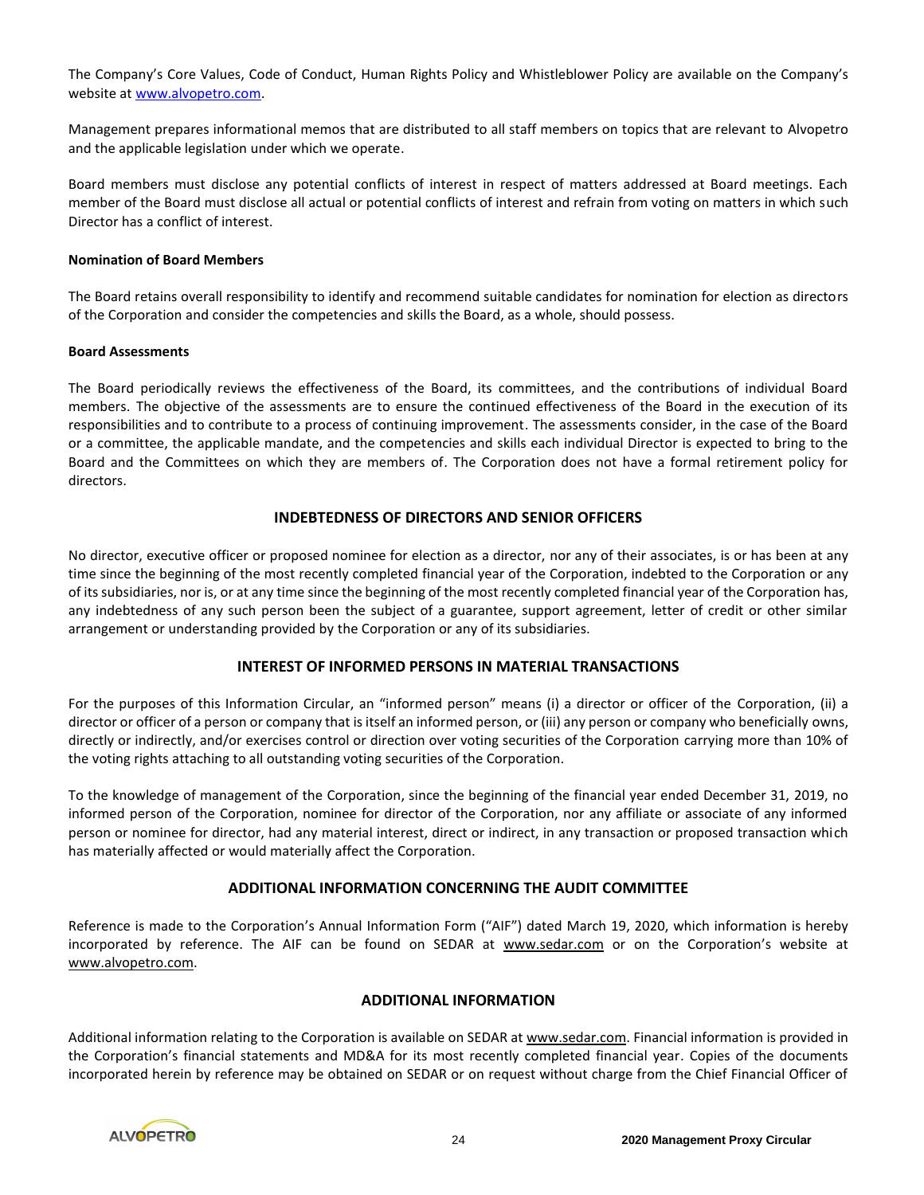The Company's Core Values, Code of Conduct, Human Rights Policy and Whistleblower Policy are available on the Company's website at www.alvopetro.com.

Management prepares informational memos that are distributed to all staff members on topics that are relevant to Alvopetro and the applicable legislation under which we operate.

Board members must disclose any potential conflicts of interest in respect of matters addressed at Board meetings. Each member of the Board must disclose all actual or potential conflicts of interest and refrain from voting on matters in which such Director has a conflict of interest.

**Nomination of Board Members**

The Board retains overall responsibility to identify and recommend suitable candidates for nomination for election as directors of the Corporation and consider the competencies and skills the Board, as a whole, should possess.

**Board Assessments**

The Board periodically reviews the effectiveness of the Board, its committees, and the contributions of individual Board members. The objective of the assessments are to ensure the continued effectiveness of the Board in the execution of its responsibilities and to contribute to a process of continuing improvement. The assessments consider, in the case of the Board or a committee, the applicable mandate, and the competencies and skills each individual Director is expected to bring to the Board and the Committees on which they are members of. The Corporation does not have a formal retirement policy for directors.

## INDEBTEDNESS OF DIRECTORS AND SENIOR OFFICERS

No director, executive officer or proposed nominee for election as a director, nor any of their associates, is or has been at any time since the beginning of the most recently completed financial year of the Corporation, indebted to the Corporation or any of its subsidiaries, nor is, or at any time since the beginning of the most recently completed financial year of the Corporation has, any indebtedness of any such person been the subject of a guarantee, support agreement, letter of credit or other similar arrangement or understanding provided by the Corporation or any of its subsidiaries.

## INTEREST OF INFORMED PERSONS IN MATERIAL TRANSACTIONS

For the purposes of this Information Circular, an "informed person" means (i) a director or officer of the Corporation, (ii) a director or officer of a person or company that is itself an informed person, or (iii) any person or company who beneficially owns, directly or indirectly, and/or exercises control or direction over voting securities of the Corporation carrying more than 10% of the voting rights attaching to all outstanding voting securities of the Corporation.

To the knowledge of management of the Corporation, since the beginning of the financial year ended December 31, 2019, no informed person of the Corporation, nominee for director of the Corporation, nor any affiliate or associate of any informed person or nominee for director, had any material interest, direct or indirect, in any transaction or proposed transaction which has materially affected or would materially affect the Corporation.

## ADDITIONAL INFORMATION CONCERNING THE AUDIT COMMITTEE

Reference is made to the Corporation's Annual Information Form ("AIF") dated March 19, 2020, which information is hereby incorporated by reference. The AIF can be found on SEDAR at www.sedar.com or on the Corporation's website at www.alvopetro.com.

## ADDITIONAL INFORMATION

Additional information relating to the Corporation is available on SEDAR at www.sedar.com. Financial information is provided in the Corporation's financial statements and MD&A for its most recently completed financial year. Copies of the documents incorporated herein by reference may be obtained on SEDAR or on request without charge from the Chief Financial Officer of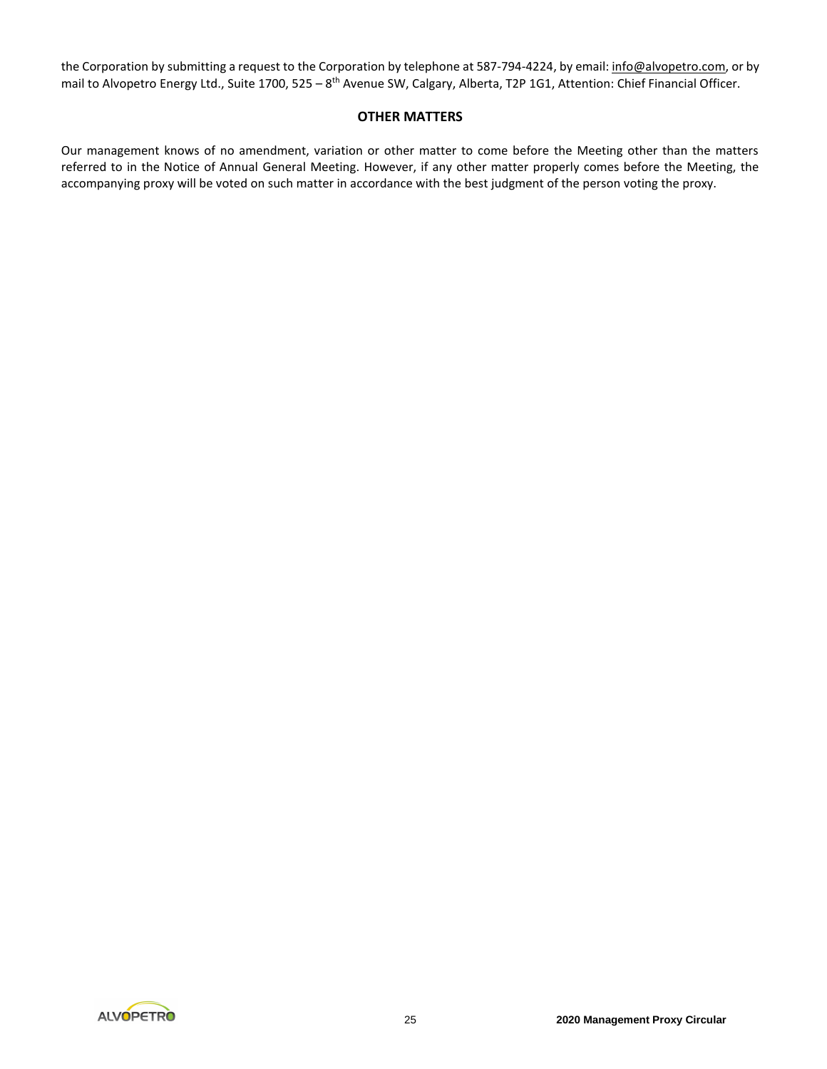the Corporation by submitting a request to the Corporation by telephone at 587-794-4224, by email: info@alvopetro.com, or by mail to Alvopetro Energy Ltd., Suite 1700, 525 – 8th Avenue SW, Calgary, Alberta, T2P 1G1, Attention: Chief Financial Officer.

## OTHER MATTERS

Our management knows of no amendment, variation or other matter to come before the Meeting other than the matters referred to in the Notice of Annual General Meeting. However, if any other matter properly comes before the Meeting, the accompanying proxy will be voted on such matter in accordance with the best judgment of the person voting the proxy.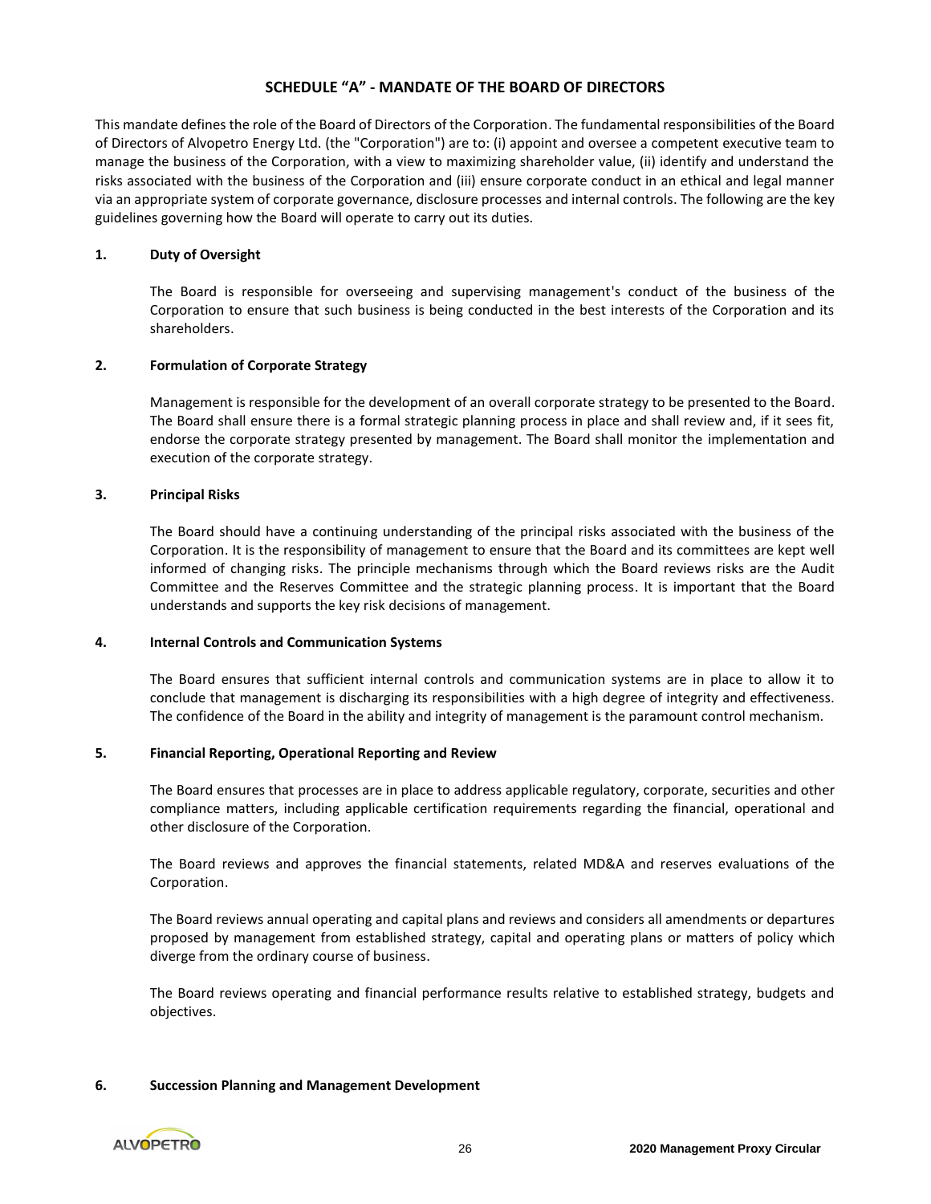## SCHEDULE "A" - MANDATE OF THE BOARD OF DIRECTORS

This mandate defines the role of the Board of Directors of the Corporation. The fundamental responsibilities of the Board of Directors of Alvopetro Energy Ltd. (the "Corporation") are to: (i) appoint and oversee a competent executive team to manage the business of the Corporation, with a view to maximizing shareholder value, (ii) identify and understand the risks associated with the business of the Corporation and (iii) ensure corporate conduct in an ethical and legal manner via an appropriate system of corporate governance, disclosure processes and internal controls. The following are the key guidelines governing how the Board will operate to carry out its duties.

### 1. Duty of Oversight

The Board is responsible for overseeing and supervising management's conduct of the business of the Corporation to ensure that such business is being conducted in the best interests of the Corporation and its shareholders.

### 2. Formulation of Corporate Strategy

Management is responsible for the development of an overall corporate strategy to be presented to the Board. The Board shall ensure there is a formal strategic planning process in place and shall review and, if it sees fit, endorse the corporate strategy presented by management. The Board shall monitor the implementation and execution of the corporate strategy.

### 3. Principal Risks

The Board should have a continuing understanding of the principal risks associated with the business of the Corporation. It is the responsibility of management to ensure that the Board and its committees are kept well informed of changing risks. The principle mechanisms through which the Board reviews risks are the Audit Committee and the Reserves Committee and the strategic planning process. It is important that the Board understands and supports the key risk decisions of management.

### 4. Internal Controls and Communication Systems

The Board ensures that sufficient internal controls and communication systems are in place to allow it to conclude that management is discharging its responsibilities with a high degree of integrity and effectiveness. The confidence of the Board in the ability and integrity of management is the paramount control mechanism.

### 5. Financial Reporting, Operational Reporting and Review

The Board ensures that processes are in place to address applicable regulatory, corporate, securities and other compliance matters, including applicable certification requirements regarding the financial, operational and other disclosure of the Corporation.

The Board reviews and approves the financial statements, related MD&A and reserves evaluations of the Corporation.

The Board reviews annual operating and capital plans and reviews and considers all amendments or departures proposed by management from established strategy, capital and operating plans or matters of policy which diverge from the ordinary course of business.

The Board reviews operating and financial performance results relative to established strategy, budgets and objectives.

### 6. Succession Planning and Management Development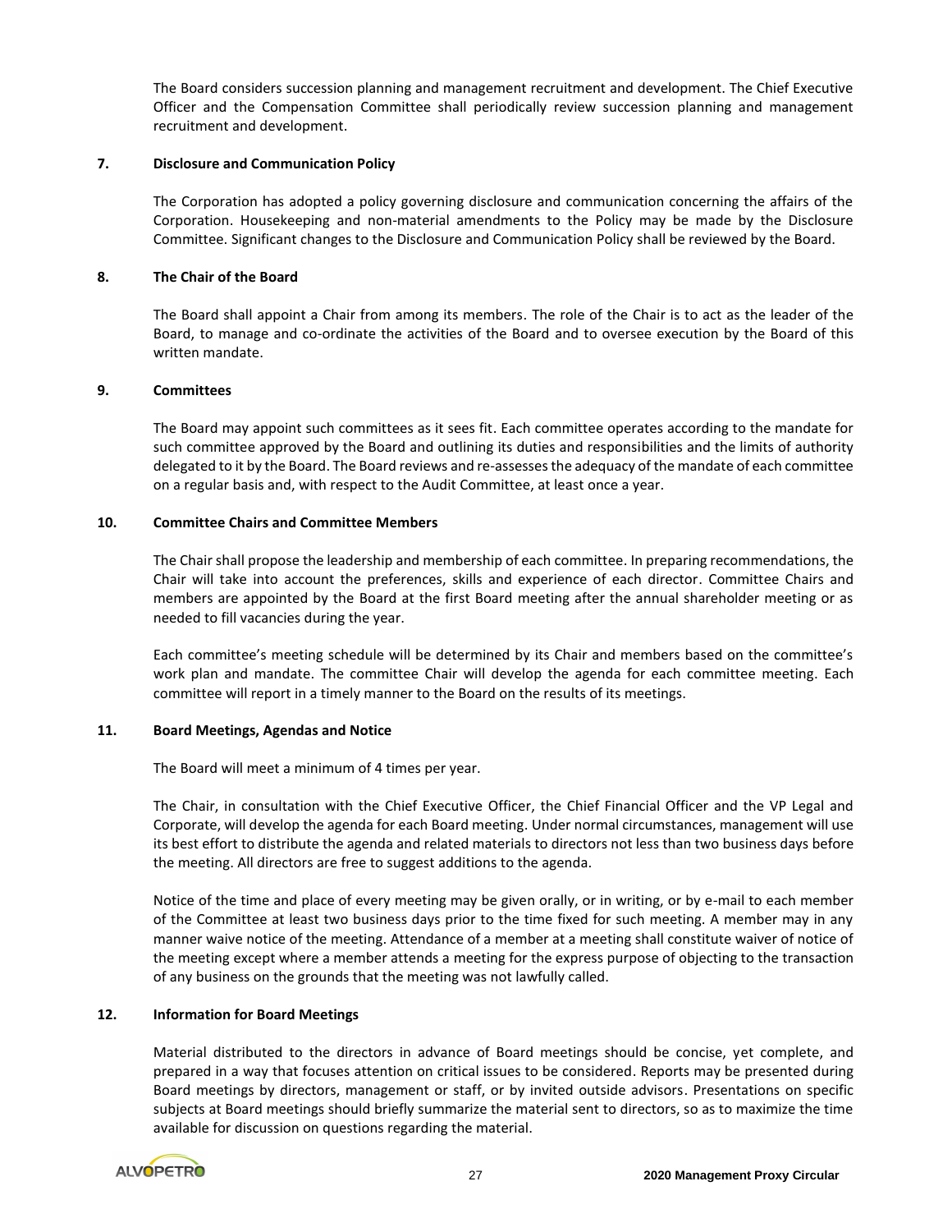The Board considers succession planning and management recruitment and development. The Chief Executive Officer and the Compensation Committee shall periodically review succession planning and management recruitment and development.

**7. Disclosure and Communication Policy**

The Corporation has adopted a policy governing disclosure and communication concerning the affairs of the Corporation. Housekeeping and non-material amendments to the Policy may be made by the Disclosure Committee. Significant changes to the Disclosure and Communication Policy shall be reviewed by the Board.

**8. The Chair of the Board**

The Board shall appoint a Chair from among its members. The role of the Chair is to act as the leader of the Board, to manage and co-ordinate the activities of the Board and to oversee execution by the Board of this written mandate.

**9. Committees**

The Board may appoint such committees as it sees fit. Each committee operates according to the mandate for such committee approved by the Board and outlining its duties and responsibilities and the limits of authority delegated to it by the Board. The Board reviews and re-assesses the adequacy of the mandate of each committee on a regular basis and, with respect to the Audit Committee, at least once a year.

**10. Committee Chairs and Committee Members**

The Chair shall propose the leadership and membership of each committee. In preparing recommendations, the Chair will take into account the preferences, skills and experience of each director. Committee Chairs and members are appointed by the Board at the first Board meeting after the annual shareholder meeting or as needed to fill vacancies during the year.

Each committee's meeting schedule will be determined by its Chair and members based on the committee's work plan and mandate. The committee Chair will develop the agenda for each committee meeting. Each committee will report in a timely manner to the Board on the results of its meetings.

**11. Board Meetings, Agendas and Notice**

The Board will meet a minimum of 4 times per year.

The Chair, in consultation with the Chief Executive Officer, the Chief Financial Officer and the VP Legal and Corporate, will develop the agenda for each Board meeting. Under normal circumstances, management will use its best effort to distribute the agenda and related materials to directors not less than two business days before the meeting. All directors are free to suggest additions to the agenda.

Notice of the time and place of every meeting may be given orally, or in writing, or by e-mail to each member of the Committee at least two business days prior to the time fixed for such meeting. A member may in any manner waive notice of the meeting. Attendance of a member at a meeting shall constitute waiver of notice of the meeting except where a member attends a meeting for the express purpose of objecting to the transaction of any business on the grounds that the meeting was not lawfully called.

**12. Information for Board Meetings**

Material distributed to the directors in advance of Board meetings should be concise, yet complete, and prepared in a way that focuses attention on critical issues to be considered. Reports may be presented during Board meetings by directors, management or staff, or by invited outside advisors. Presentations on specific subjects at Board meetings should briefly summarize the material sent to directors, so as to maximize the time available for discussion on questions regarding the material.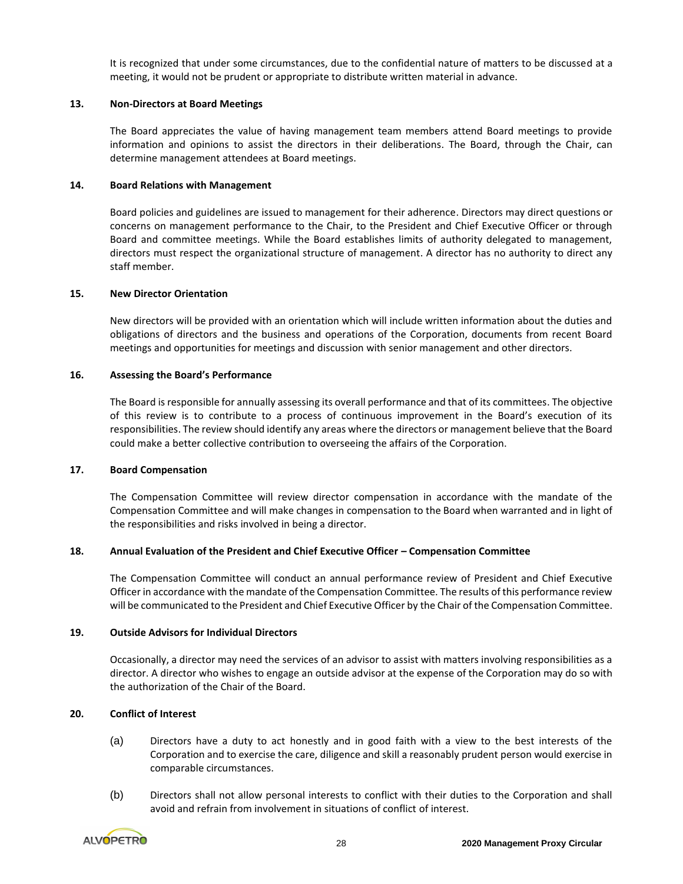It is recognized that under some circumstances, due to the confidential nature of matters to be discussed at a meeting, it would not be prudent or appropriate to distribute written material in advance.

**13. Non-Directors at Board Meetings**

The Board appreciates the value of having management team members attend Board meetings to provide information and opinions to assist the directors in their deliberations. The Board, through the Chair, can determine management attendees at Board meetings.

**14. Board Relations with Management**

Board policies and guidelines are issued to management for their adherence. Directors may direct questions or concerns on management performance to the Chair, to the President and Chief Executive Officer or through Board and committee meetings. While the Board establishes limits of authority delegated to management, directors must respect the organizational structure of management. A director has no authority to direct any staff member.

**15. New Director Orientation**

New directors will be provided with an orientation which will include written information about the duties and obligations of directors and the business and operations of the Corporation, documents from recent Board meetings and opportunities for meetings and discussion with senior management and other directors.

**16. Assessing the Board's Performance**

The Board is responsible for annually assessing its overall performance and that of its committees. The objective of this review is to contribute to a process of continuous improvement in the Board's execution of its responsibilities. The review should identify any areas where the directors or management believe that the Board could make a better collective contribution to overseeing the affairs of the Corporation.

**17. Board Compensation**

The Compensation Committee will review director compensation in accordance with the mandate of the Compensation Committee and will make changes in compensation to the Board when warranted and in light of the responsibilities and risks involved in being a director.

**18. Annual Evaluation of the President and Chief Executive Officer – Compensation Committee**

The Compensation Committee will conduct an annual performance review of President and Chief Executive Officer in accordance with the mandate of the Compensation Committee. The results of this performance review will be communicated to the President and Chief Executive Officer by the Chair of the Compensation Committee.

**19. Outside Advisors for Individual Directors**

Occasionally, a director may need the services of an advisor to assist with matters involving responsibilities as a director. A director who wishes to engage an outside advisor at the expense of the Corporation may do so with the authorization of the Chair of the Board.

**20. Conflict of Interest**

(a) Directors have a duty to act honestly and in good faith with a view to the best interests of the Corporation and to exercise the care, diligence and skill a reasonably prudent person would exercise in comparable circumstances.

(b) Directors shall not allow personal interests to conflict with their duties to the Corporation and shall avoid and refrain from involvement in situations of conflict of interest.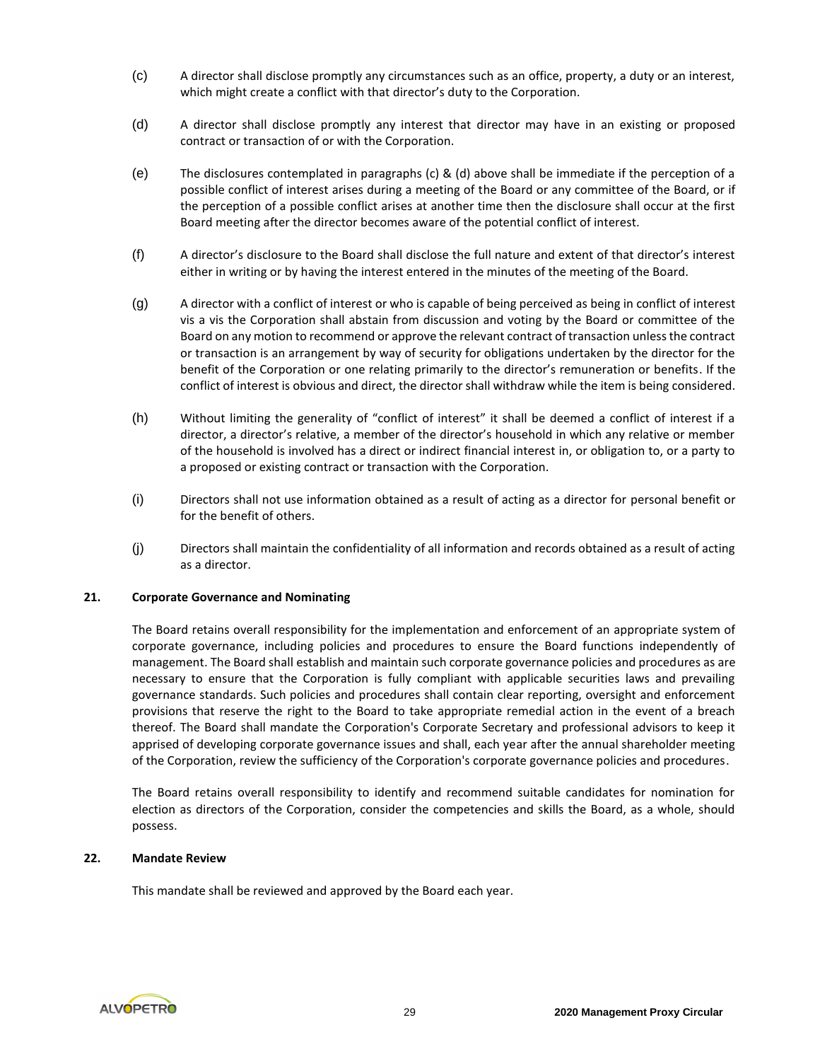(c) A director shall disclose promptly any circumstances such as an office, property, a duty or an interest, which might create a conflict with that director's duty to the Corporation.

(d) A director shall disclose promptly any interest that director may have in an existing or proposed contract or transaction of or with the Corporation.

(e) The disclosures contemplated in paragraphs (c) & (d) above shall be immediate if the perception of a possible conflict of interest arises during a meeting of the Board or any committee of the Board, or if the perception of a possible conflict arises at another time then the disclosure shall occur at the first Board meeting after the director becomes aware of the potential conflict of interest.

(f) A director's disclosure to the Board shall disclose the full nature and extent of that director's interest either in writing or by having the interest entered in the minutes of the meeting of the Board.

(g) A director with a conflict of interest or who is capable of being perceived as being in conflict of interest vis a vis the Corporation shall abstain from discussion and voting by the Board or committee of the Board on any motion to recommend or approve the relevant contract of transaction unless the contract or transaction is an arrangement by way of security for obligations undertaken by the director for the benefit of the Corporation or one relating primarily to the director's remuneration or benefits. If the conflict of interest is obvious and direct, the director shall withdraw while the item is being considered.

(h) Without limiting the generality of "conflict of interest" it shall be deemed a conflict of interest if a director, a director's relative, a member of the director's household in which any relative or member of the household is involved has a direct or indirect financial interest in, or obligation to, or a party to a proposed or existing contract or transaction with the Corporation.

(i) Directors shall not use information obtained as a result of acting as a director for personal benefit or for the benefit of others.

(j) Directors shall maintain the confidentiality of all information and records obtained as a result of acting as a director.

**21. Corporate Governance and Nominating**

The Board retains overall responsibility for the implementation and enforcement of an appropriate system of corporate governance, including policies and procedures to ensure the Board functions independently of management. The Board shall establish and maintain such corporate governance policies and procedures as are necessary to ensure that the Corporation is fully compliant with applicable securities laws and prevailing governance standards. Such policies and procedures shall contain clear reporting, oversight and enforcement provisions that reserve the right to the Board to take appropriate remedial action in the event of a breach thereof. The Board shall mandate the Corporation's Corporate Secretary and professional advisors to keep it apprised of developing corporate governance issues and shall, each year after the annual shareholder meeting of the Corporation, review the sufficiency of the Corporation's corporate governance policies and procedures.

The Board retains overall responsibility to identify and recommend suitable candidates for nomination for election as directors of the Corporation, consider the competencies and skills the Board, as a whole, should possess.

**22. Mandate Review**

This mandate shall be reviewed and approved by the Board each year.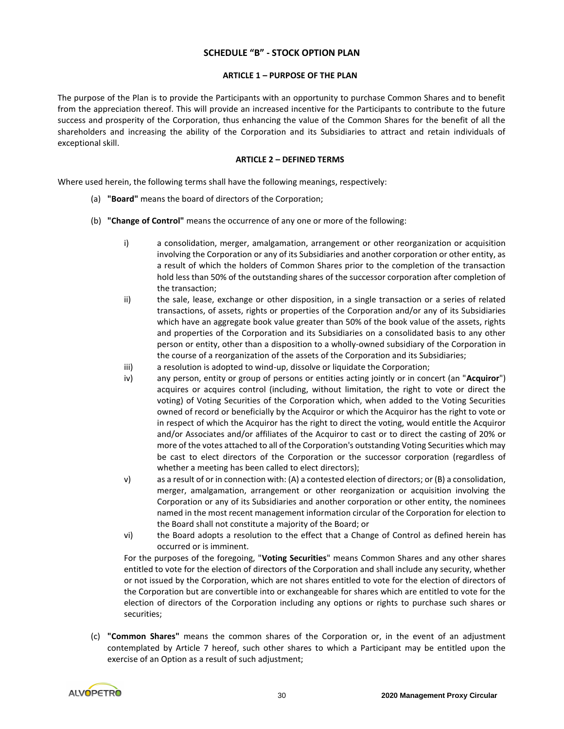## SCHEDULE "B" - STOCK OPTION PLAN

### ARTICLE 1 – PURPOSE OF THE PLAN

The purpose of the Plan is to provide the Participants with an opportunity to purchase Common Shares and to benefit from the appreciation thereof. This will provide an increased incentive for the Participants to contribute to the future success and prosperity of the Corporation, thus enhancing the value of the Common Shares for the benefit of all the shareholders and increasing the ability of the Corporation and its Subsidiaries to attract and retain individuals of exceptional skill.

### ARTICLE 2 – DEFINED TERMS

Where used herein, the following terms shall have the following meanings, respectively:

(a) **"Board"** means the board of directors of the Corporation;

(b) **"Change of Control"** means the occurrence of any one or more of the following:

i) a consolidation, merger, amalgamation, arrangement or other reorganization or acquisition involving the Corporation or any of its Subsidiaries and another corporation or other entity, as a result of which the holders of Common Shares prior to the completion of the transaction hold less than 50% of the outstanding shares of the successor corporation after completion of the transaction;

ii) the sale, lease, exchange or other disposition, in a single transaction or a series of related transactions, of assets, rights or properties of the Corporation and/or any of its Subsidiaries which have an aggregate book value greater than 50% of the book value of the assets, rights and properties of the Corporation and its Subsidiaries on a consolidated basis to any other person or entity, other than a disposition to a wholly-owned subsidiary of the Corporation in the course of a reorganization of the assets of the Corporation and its Subsidiaries;

iii) a resolution is adopted to wind-up, dissolve or liquidate the Corporation;

iv) any person, entity or group of persons or entities acting jointly or in concert (an "**Acquiror**") acquires or acquires control (including, without limitation, the right to vote or direct the voting) of Voting Securities of the Corporation which, when added to the Voting Securities owned of record or beneficially by the Acquiror or which the Acquiror has the right to vote or in respect of which the Acquiror has the right to direct the voting, would entitle the Acquiror and/or Associates and/or affiliates of the Acquiror to cast or to direct the casting of 20% or more of the votes attached to all of the Corporation's outstanding Voting Securities which may be cast to elect directors of the Corporation or the successor corporation (regardless of whether a meeting has been called to elect directors);

v) as a result of or in connection with: (A) a contested election of directors; or (B) a consolidation, merger, amalgamation, arrangement or other reorganization or acquisition involving the Corporation or any of its Subsidiaries and another corporation or other entity, the nominees named in the most recent management information circular of the Corporation for election to the Board shall not constitute a majority of the Board; or

vi) the Board adopts a resolution to the effect that a Change of Control as defined herein has occurred or is imminent.

For the purposes of the foregoing, "**Voting Securities**" means Common Shares and any other shares entitled to vote for the election of directors of the Corporation and shall include any security, whether or not issued by the Corporation, which are not shares entitled to vote for the election of directors of the Corporation but are convertible into or exchangeable for shares which are entitled to vote for the election of directors of the Corporation including any options or rights to purchase such shares or securities;

(c) **"Common Shares"** means the common shares of the Corporation or, in the event of an adjustment contemplated by Article 7 hereof, such other shares to which a Participant may be entitled upon the exercise of an Option as a result of such adjustment;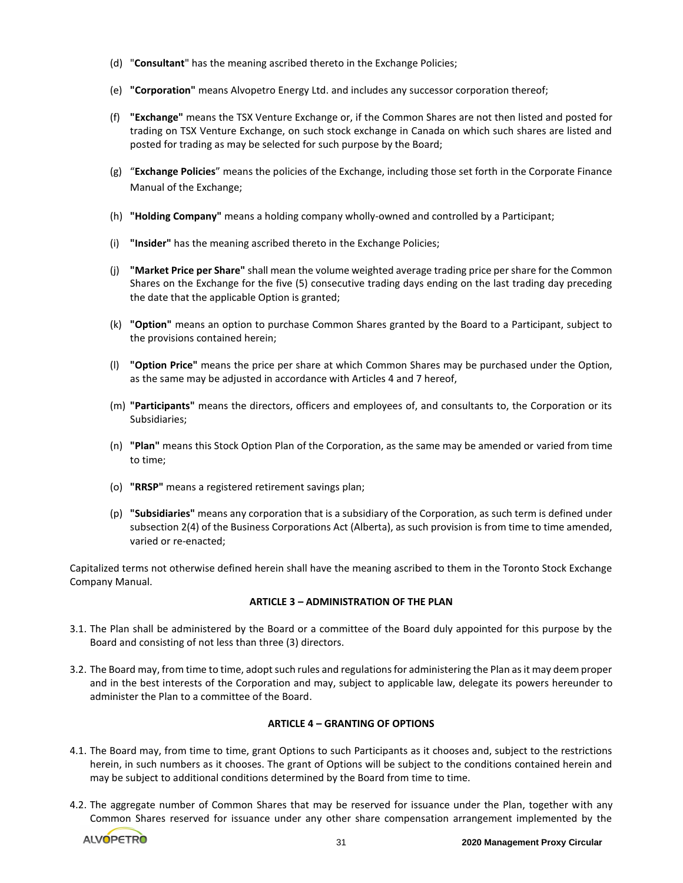(d) "**Consultant**" has the meaning ascribed thereto in the Exchange Policies;

(e) **"Corporation"** means Alvopetro Energy Ltd. and includes any successor corporation thereof;

(f) **"Exchange"** means the TSX Venture Exchange or, if the Common Shares are not then listed and posted for trading on TSX Venture Exchange, on such stock exchange in Canada on which such shares are listed and posted for trading as may be selected for such purpose by the Board;

(g) "**Exchange Policies**" means the policies of the Exchange, including those set forth in the Corporate Finance Manual of the Exchange;

(h) **"Holding Company"** means a holding company wholly-owned and controlled by a Participant;

(i) **"Insider"** has the meaning ascribed thereto in the Exchange Policies;

(j) **"Market Price per Share"** shall mean the volume weighted average trading price per share for the Common Shares on the Exchange for the five (5) consecutive trading days ending on the last trading day preceding the date that the applicable Option is granted;

(k) **"Option"** means an option to purchase Common Shares granted by the Board to a Participant, subject to the provisions contained herein;

(l) **"Option Price"** means the price per share at which Common Shares may be purchased under the Option, as the same may be adjusted in accordance with Articles 4 and 7 hereof,

(m) **"Participants"** means the directors, officers and employees of, and consultants to, the Corporation or its Subsidiaries;

(n) **"Plan"** means this Stock Option Plan of the Corporation, as the same may be amended or varied from time to time;

(o) **"RRSP"** means a registered retirement savings plan;

(p) **"Subsidiaries"** means any corporation that is a subsidiary of the Corporation, as such term is defined under subsection 2(4) of the Business Corporations Act (Alberta), as such provision is from time to time amended, varied or re-enacted;

Capitalized terms not otherwise defined herein shall have the meaning ascribed to them in the Toronto Stock Exchange Company Manual.

**ARTICLE 3 – ADMINISTRATION OF THE PLAN**

3.1. The Plan shall be administered by the Board or a committee of the Board duly appointed for this purpose by the Board and consisting of not less than three (3) directors.

3.2. The Board may, from time to time, adopt such rules and regulations for administering the Plan as it may deem proper and in the best interests of the Corporation and may, subject to applicable law, delegate its powers hereunder to administer the Plan to a committee of the Board.

**ARTICLE 4 – GRANTING OF OPTIONS**

4.1. The Board may, from time to time, grant Options to such Participants as it chooses and, subject to the restrictions herein, in such numbers as it chooses. The grant of Options will be subject to the conditions contained herein and may be subject to additional conditions determined by the Board from time to time.

4.2. The aggregate number of Common Shares that may be reserved for issuance under the Plan, together with any Common Shares reserved for issuance under any other share compensation arrangement implemented by the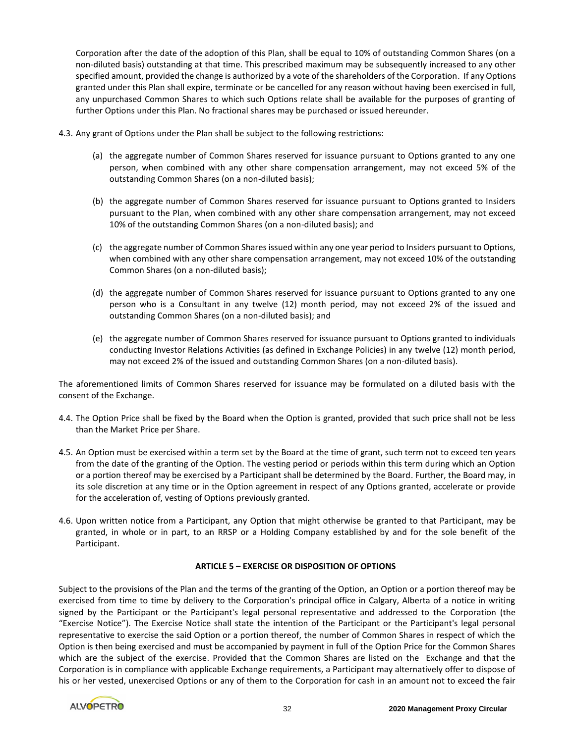Corporation after the date of the adoption of this Plan, shall be equal to 10% of outstanding Common Shares (on a non-diluted basis) outstanding at that time. This prescribed maximum may be subsequently increased to any other specified amount, provided the change is authorized by a vote of the shareholders of the Corporation. If any Options granted under this Plan shall expire, terminate or be cancelled for any reason without having been exercised in full, any unpurchased Common Shares to which such Options relate shall be available for the purposes of granting of further Options under this Plan. No fractional shares may be purchased or issued hereunder.

4.3. Any grant of Options under the Plan shall be subject to the following restrictions:

(a) the aggregate number of Common Shares reserved for issuance pursuant to Options granted to any one person, when combined with any other share compensation arrangement, may not exceed 5% of the outstanding Common Shares (on a non-diluted basis);

(b) the aggregate number of Common Shares reserved for issuance pursuant to Options granted to Insiders pursuant to the Plan, when combined with any other share compensation arrangement, may not exceed 10% of the outstanding Common Shares (on a non-diluted basis); and

(c) the aggregate number of Common Shares issued within any one year period to Insiders pursuant to Options, when combined with any other share compensation arrangement, may not exceed 10% of the outstanding Common Shares (on a non-diluted basis);

(d) the aggregate number of Common Shares reserved for issuance pursuant to Options granted to any one person who is a Consultant in any twelve (12) month period, may not exceed 2% of the issued and outstanding Common Shares (on a non-diluted basis); and

(e) the aggregate number of Common Shares reserved for issuance pursuant to Options granted to individuals conducting Investor Relations Activities (as defined in Exchange Policies) in any twelve (12) month period, may not exceed 2% of the issued and outstanding Common Shares (on a non-diluted basis).

The aforementioned limits of Common Shares reserved for issuance may be formulated on a diluted basis with the consent of the Exchange.

4.4. The Option Price shall be fixed by the Board when the Option is granted, provided that such price shall not be less than the Market Price per Share.

4.5. An Option must be exercised within a term set by the Board at the time of grant, such term not to exceed ten years from the date of the granting of the Option. The vesting period or periods within this term during which an Option or a portion thereof may be exercised by a Participant shall be determined by the Board. Further, the Board may, in its sole discretion at any time or in the Option agreement in respect of any Options granted, accelerate or provide for the acceleration of, vesting of Options previously granted.

4.6. Upon written notice from a Participant, any Option that might otherwise be granted to that Participant, may be granted, in whole or in part, to an RRSP or a Holding Company established by and for the sole benefit of the Participant.

## ARTICLE 5 – EXERCISE OR DISPOSITION OF OPTIONS

Subject to the provisions of the Plan and the terms of the granting of the Option, an Option or a portion thereof may be exercised from time to time by delivery to the Corporation's principal office in Calgary, Alberta of a notice in writing signed by the Participant or the Participant's legal personal representative and addressed to the Corporation (the "Exercise Notice"). The Exercise Notice shall state the intention of the Participant or the Participant's legal personal representative to exercise the said Option or a portion thereof, the number of Common Shares in respect of which the Option is then being exercised and must be accompanied by payment in full of the Option Price for the Common Shares which are the subject of the exercise. Provided that the Common Shares are listed on the Exchange and that the Corporation is in compliance with applicable Exchange requirements, a Participant may alternatively offer to dispose of his or her vested, unexercised Options or any of them to the Corporation for cash in an amount not to exceed the fair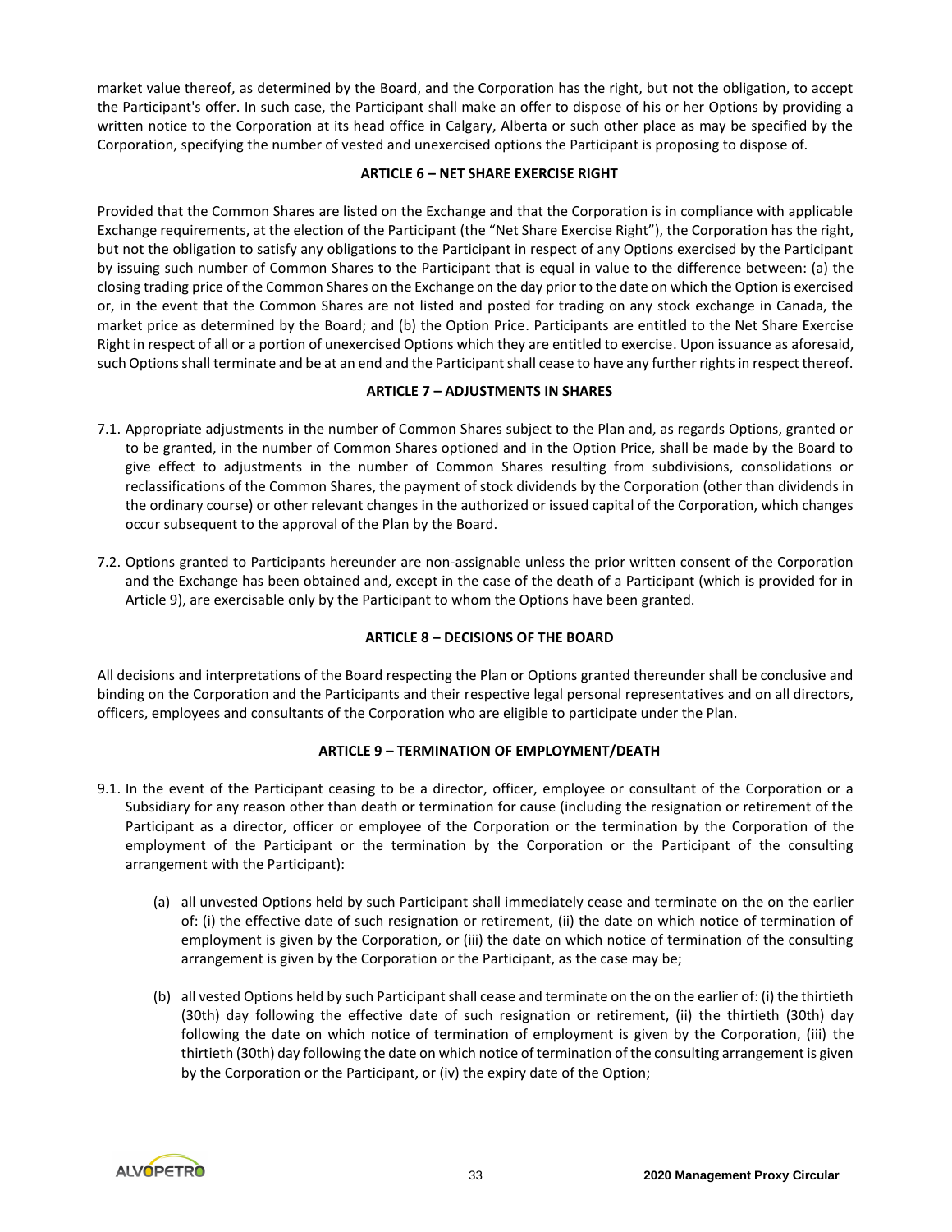market value thereof, as determined by the Board, and the Corporation has the right, but not the obligation, to accept the Participant's offer. In such case, the Participant shall make an offer to dispose of his or her Options by providing a written notice to the Corporation at its head office in Calgary, Alberta or such other place as may be specified by the Corporation, specifying the number of vested and unexercised options the Participant is proposing to dispose of.

**ARTICLE 6 – NET SHARE EXERCISE RIGHT**

Provided that the Common Shares are listed on the Exchange and that the Corporation is in compliance with applicable Exchange requirements, at the election of the Participant (the "Net Share Exercise Right"), the Corporation has the right, but not the obligation to satisfy any obligations to the Participant in respect of any Options exercised by the Participant by issuing such number of Common Shares to the Participant that is equal in value to the difference between: (a) the closing trading price of the Common Shares on the Exchange on the day prior to the date on which the Option is exercised or, in the event that the Common Shares are not listed and posted for trading on any stock exchange in Canada, the market price as determined by the Board; and (b) the Option Price. Participants are entitled to the Net Share Exercise Right in respect of all or a portion of unexercised Options which they are entitled to exercise. Upon issuance as aforesaid, such Options shall terminate and be at an end and the Participant shall cease to have any further rights in respect thereof.

**ARTICLE 7 – ADJUSTMENTS IN SHARES**

7.1. Appropriate adjustments in the number of Common Shares subject to the Plan and, as regards Options, granted or to be granted, in the number of Common Shares optioned and in the Option Price, shall be made by the Board to give effect to adjustments in the number of Common Shares resulting from subdivisions, consolidations or reclassifications of the Common Shares, the payment of stock dividends by the Corporation (other than dividends in the ordinary course) or other relevant changes in the authorized or issued capital of the Corporation, which changes occur subsequent to the approval of the Plan by the Board.

7.2. Options granted to Participants hereunder are non-assignable unless the prior written consent of the Corporation and the Exchange has been obtained and, except in the case of the death of a Participant (which is provided for in Article 9), are exercisable only by the Participant to whom the Options have been granted.

**ARTICLE 8 – DECISIONS OF THE BOARD**

All decisions and interpretations of the Board respecting the Plan or Options granted thereunder shall be conclusive and binding on the Corporation and the Participants and their respective legal personal representatives and on all directors, officers, employees and consultants of the Corporation who are eligible to participate under the Plan.

**ARTICLE 9 – TERMINATION OF EMPLOYMENT/DEATH**

9.1. In the event of the Participant ceasing to be a director, officer, employee or consultant of the Corporation or a Subsidiary for any reason other than death or termination for cause (including the resignation or retirement of the Participant as a director, officer or employee of the Corporation or the termination by the Corporation of the employment of the Participant or the termination by the Corporation or the Participant of the consulting arrangement with the Participant):

   (a) all unvested Options held by such Participant shall immediately cease and terminate on the on the earlier of: (i) the effective date of such resignation or retirement, (ii) the date on which notice of termination of employment is given by the Corporation, or (iii) the date on which notice of termination of the consulting arrangement is given by the Corporation or the Participant, as the case may be;

   (b) all vested Options held by such Participant shall cease and terminate on the on the earlier of: (i) the thirtieth (30th) day following the effective date of such resignation or retirement, (ii) the thirtieth (30th) day following the date on which notice of termination of employment is given by the Corporation, (iii) the thirtieth (30th) day following the date on which notice of termination of the consulting arrangement is given by the Corporation or the Participant, or (iv) the expiry date of the Option;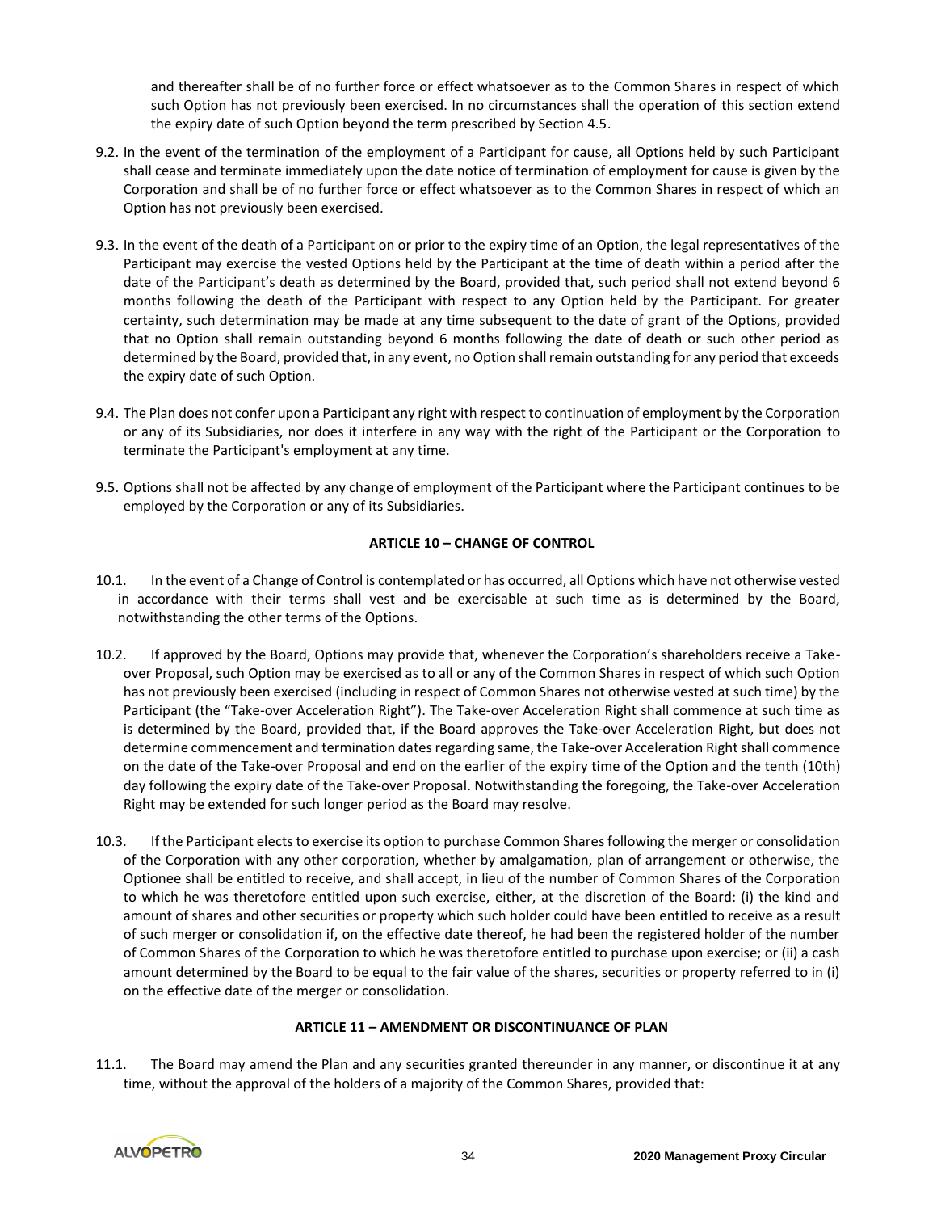and thereafter shall be of no further force or effect whatsoever as to the Common Shares in respect of which such Option has not previously been exercised. In no circumstances shall the operation of this section extend the expiry date of such Option beyond the term prescribed by Section 4.5.

9.2. In the event of the termination of the employment of a Participant for cause, all Options held by such Participant shall cease and terminate immediately upon the date notice of termination of employment for cause is given by the Corporation and shall be of no further force or effect whatsoever as to the Common Shares in respect of which an Option has not previously been exercised.

9.3. In the event of the death of a Participant on or prior to the expiry time of an Option, the legal representatives of the Participant may exercise the vested Options held by the Participant at the time of death within a period after the date of the Participant's death as determined by the Board, provided that, such period shall not extend beyond 6 months following the death of the Participant with respect to any Option held by the Participant. For greater certainty, such determination may be made at any time subsequent to the date of grant of the Options, provided that no Option shall remain outstanding beyond 6 months following the date of death or such other period as determined by the Board, provided that, in any event, no Option shall remain outstanding for any period that exceeds the expiry date of such Option.

9.4. The Plan does not confer upon a Participant any right with respect to continuation of employment by the Corporation or any of its Subsidiaries, nor does it interfere in any way with the right of the Participant or the Corporation to terminate the Participant's employment at any time.

9.5. Options shall not be affected by any change of employment of the Participant where the Participant continues to be employed by the Corporation or any of its Subsidiaries.

**ARTICLE 10 – CHANGE OF CONTROL**

10.1. In the event of a Change of Control is contemplated or has occurred, all Options which have not otherwise vested in accordance with their terms shall vest and be exercisable at such time as is determined by the Board, notwithstanding the other terms of the Options.

10.2. If approved by the Board, Options may provide that, whenever the Corporation's shareholders receive a Take-over Proposal, such Option may be exercised as to all or any of the Common Shares in respect of which such Option has not previously been exercised (including in respect of Common Shares not otherwise vested at such time) by the Participant (the "Take-over Acceleration Right"). The Take-over Acceleration Right shall commence at such time as is determined by the Board, provided that, if the Board approves the Take-over Acceleration Right, but does not determine commencement and termination dates regarding same, the Take-over Acceleration Right shall commence on the date of the Take-over Proposal and end on the earlier of the expiry time of the Option and the tenth (10th) day following the expiry date of the Take-over Proposal. Notwithstanding the foregoing, the Take-over Acceleration Right may be extended for such longer period as the Board may resolve.

10.3. If the Participant elects to exercise its option to purchase Common Shares following the merger or consolidation of the Corporation with any other corporation, whether by amalgamation, plan of arrangement or otherwise, the Optionee shall be entitled to receive, and shall accept, in lieu of the number of Common Shares of the Corporation to which he was theretofore entitled upon such exercise, either, at the discretion of the Board: (i) the kind and amount of shares and other securities or property which such holder could have been entitled to receive as a result of such merger or consolidation if, on the effective date thereof, he had been the registered holder of the number of Common Shares of the Corporation to which he was theretofore entitled to purchase upon exercise; or (ii) a cash amount determined by the Board to be equal to the fair value of the shares, securities or property referred to in (i) on the effective date of the merger or consolidation.

**ARTICLE 11 – AMENDMENT OR DISCONTINUANCE OF PLAN**

11.1. The Board may amend the Plan and any securities granted thereunder in any manner, or discontinue it at any time, without the approval of the holders of a majority of the Common Shares, provided that: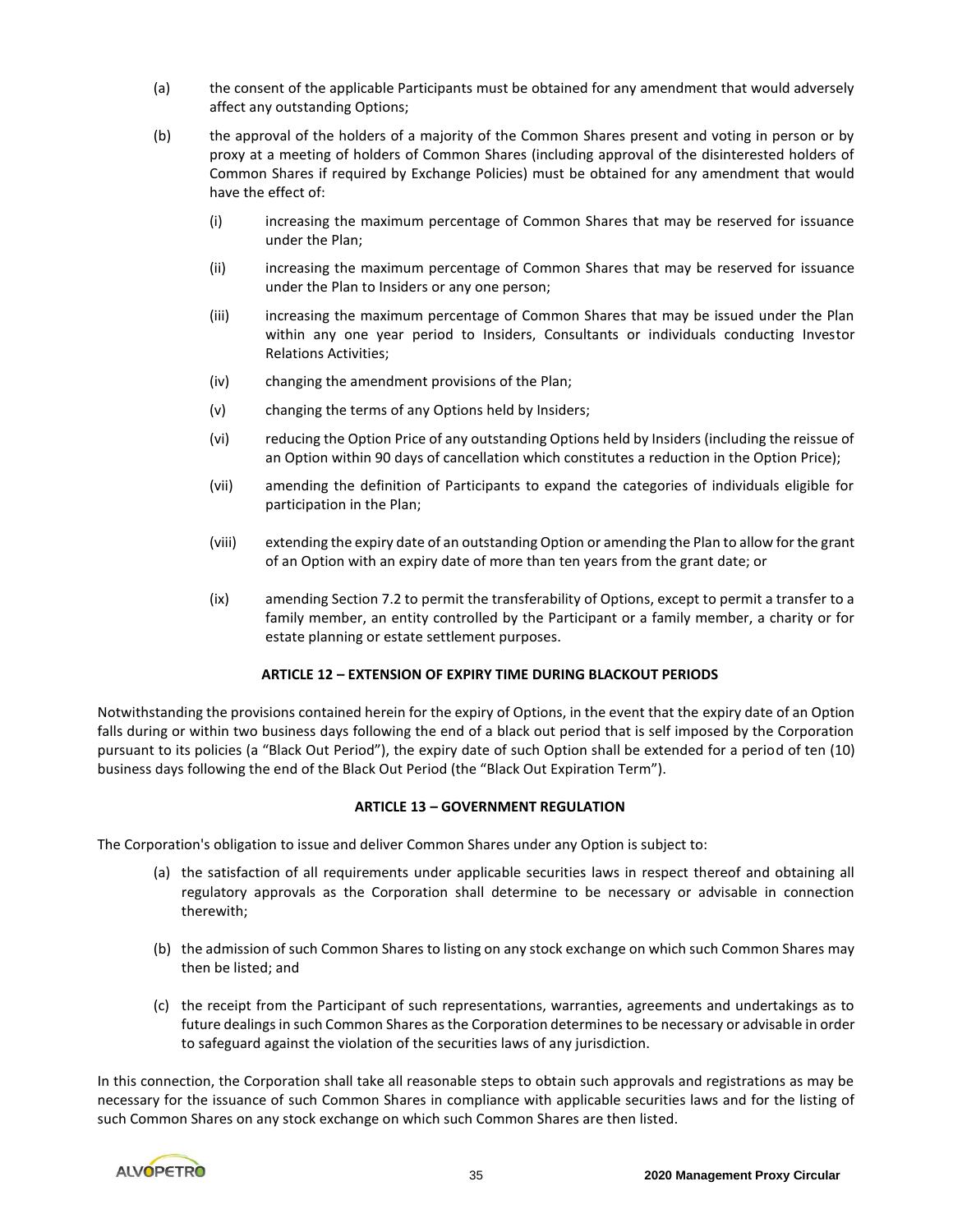(a) the consent of the applicable Participants must be obtained for any amendment that would adversely affect any outstanding Options;

(b) the approval of the holders of a majority of the Common Shares present and voting in person or by proxy at a meeting of holders of Common Shares (including approval of the disinterested holders of Common Shares if required by Exchange Policies) must be obtained for any amendment that would have the effect of:

   (i) increasing the maximum percentage of Common Shares that may be reserved for issuance under the Plan;

   (ii) increasing the maximum percentage of Common Shares that may be reserved for issuance under the Plan to Insiders or any one person;

   (iii) increasing the maximum percentage of Common Shares that may be issued under the Plan within any one year period to Insiders, Consultants or individuals conducting Investor Relations Activities;

   (iv) changing the amendment provisions of the Plan;

   (v) changing the terms of any Options held by Insiders;

   (vi) reducing the Option Price of any outstanding Options held by Insiders (including the reissue of an Option within 90 days of cancellation which constitutes a reduction in the Option Price);

   (vii) amending the definition of Participants to expand the categories of individuals eligible for participation in the Plan;

   (viii) extending the expiry date of an outstanding Option or amending the Plan to allow for the grant of an Option with an expiry date of more than ten years from the grant date; or

   (ix) amending Section 7.2 to permit the transferability of Options, except to permit a transfer to a family member, an entity controlled by the Participant or a family member, a charity or for estate planning or estate settlement purposes.

**ARTICLE 12 – EXTENSION OF EXPIRY TIME DURING BLACKOUT PERIODS**

Notwithstanding the provisions contained herein for the expiry of Options, in the event that the expiry date of an Option falls during or within two business days following the end of a black out period that is self imposed by the Corporation pursuant to its policies (a "Black Out Period"), the expiry date of such Option shall be extended for a period of ten (10) business days following the end of the Black Out Period (the "Black Out Expiration Term").

**ARTICLE 13 – GOVERNMENT REGULATION**

The Corporation's obligation to issue and deliver Common Shares under any Option is subject to:

(a) the satisfaction of all requirements under applicable securities laws in respect thereof and obtaining all regulatory approvals as the Corporation shall determine to be necessary or advisable in connection therewith;

(b) the admission of such Common Shares to listing on any stock exchange on which such Common Shares may then be listed; and

(c) the receipt from the Participant of such representations, warranties, agreements and undertakings as to future dealings in such Common Shares as the Corporation determines to be necessary or advisable in order to safeguard against the violation of the securities laws of any jurisdiction.

In this connection, the Corporation shall take all reasonable steps to obtain such approvals and registrations as may be necessary for the issuance of such Common Shares in compliance with applicable securities laws and for the listing of such Common Shares on any stock exchange on which such Common Shares are then listed.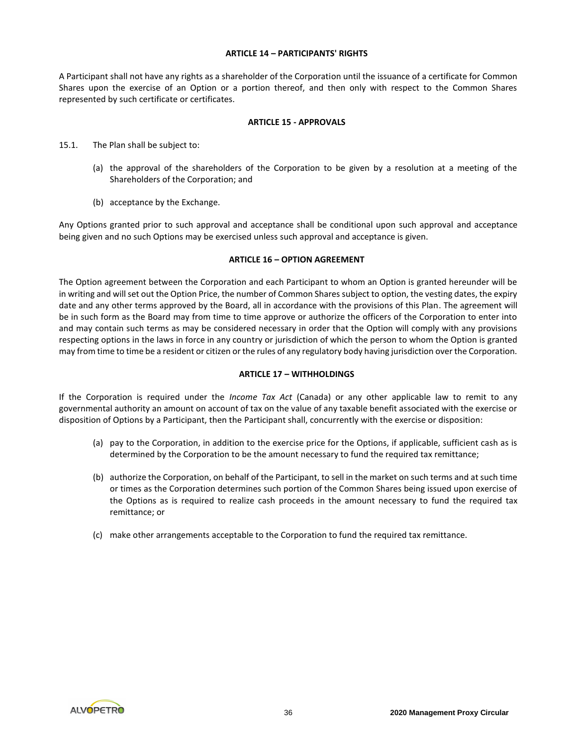**ARTICLE 14 – PARTICIPANTS' RIGHTS**

A Participant shall not have any rights as a shareholder of the Corporation until the issuance of a certificate for Common Shares upon the exercise of an Option or a portion thereof, and then only with respect to the Common Shares represented by such certificate or certificates.

**ARTICLE 15 - APPROVALS**

15.1. The Plan shall be subject to:

(a) the approval of the shareholders of the Corporation to be given by a resolution at a meeting of the Shareholders of the Corporation; and

(b) acceptance by the Exchange.

Any Options granted prior to such approval and acceptance shall be conditional upon such approval and acceptance being given and no such Options may be exercised unless such approval and acceptance is given.

**ARTICLE 16 – OPTION AGREEMENT**

The Option agreement between the Corporation and each Participant to whom an Option is granted hereunder will be in writing and will set out the Option Price, the number of Common Shares subject to option, the vesting dates, the expiry date and any other terms approved by the Board, all in accordance with the provisions of this Plan. The agreement will be in such form as the Board may from time to time approve or authorize the officers of the Corporation to enter into and may contain such terms as may be considered necessary in order that the Option will comply with any provisions respecting options in the laws in force in any country or jurisdiction of which the person to whom the Option is granted may from time to time be a resident or citizen or the rules of any regulatory body having jurisdiction over the Corporation.

**ARTICLE 17 – WITHHOLDINGS**

If the Corporation is required under the *Income Tax Act* (Canada) or any other applicable law to remit to any governmental authority an amount on account of tax on the value of any taxable benefit associated with the exercise or disposition of Options by a Participant, then the Participant shall, concurrently with the exercise or disposition:

(a) pay to the Corporation, in addition to the exercise price for the Options, if applicable, sufficient cash as is determined by the Corporation to be the amount necessary to fund the required tax remittance;

(b) authorize the Corporation, on behalf of the Participant, to sell in the market on such terms and at such time or times as the Corporation determines such portion of the Common Shares being issued upon exercise of the Options as is required to realize cash proceeds in the amount necessary to fund the required tax remittance; or

(c) make other arrangements acceptable to the Corporation to fund the required tax remittance.